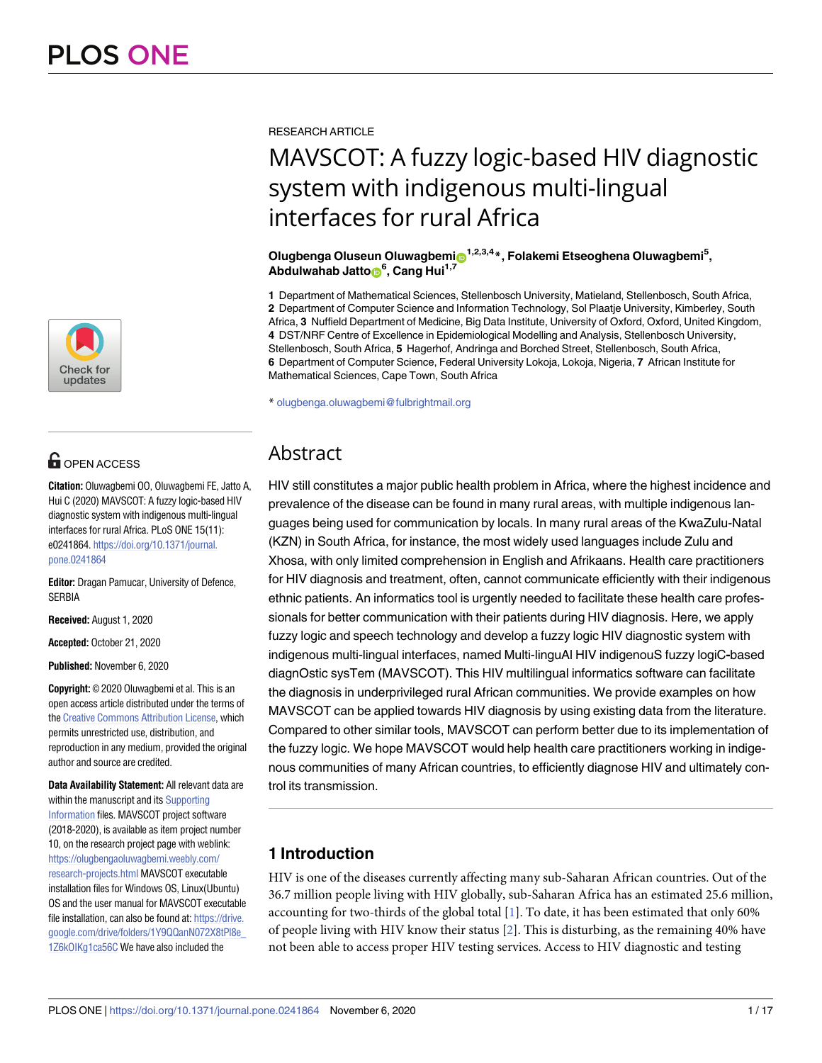RESEARCH ARTICLE

# MAVSCOT: A fuzzy logic-based HIV diagnostic system with indigenous multi-lingual interfaces for rural Africa

**Olugbenga Oluseun Oluwagbemi[1,2,3,4]*, Folakemi Etseoghena Oluwagbemi[5], Abdulwahab Jatto[6], Cang Hui[1,7]**

**1** Department of Mathematical Sciences, Stellenbosch University, Matieland, Stellenbosch, South Africa, **2** Department of Computer Science and Information Technology, Sol Plaatje University, Kimberley, South Africa, **3** Nuffield Department of Medicine, Big Data Institute, University of Oxford, Oxford, United Kingdom, **4** DST/NRF Centre of Excellence in Epidemiological Modelling and Analysis, Stellenbosch University, Stellenbosch, South Africa, **5** Hagerhof, Andringa and Borched Street, Stellenbosch, South Africa, **6** Department of Computer Science, Federal University Lokoja, Lokoja, Nigeria, **7** African Institute for Mathematical Sciences, Cape Town, South Africa

* olugbenga.oluwagbemi@fulbrightmail.org

OPEN ACCESS

**Citation:** Oluwagbemi OO, Oluwagbemi FE, Jatto A, Hui C (2020) MAVSCOT: A fuzzy logic-based HIV diagnostic system with indigenous multi-lingual interfaces for rural Africa. PLoS ONE 15(11): e0241864. https://doi.org/10.1371/journal.pone.0241864

**Editor:** Dragan Pamucar, University of Defence, SERBIA

**Received:** August 1, 2020

**Accepted:** October 21, 2020

**Published:** November 6, 2020

**Copyright:** © 2020 Oluwagbemi et al. This is an open access article distributed under the terms of the Creative Commons Attribution License, which permits unrestricted use, distribution, and reproduction in any medium, provided the original author and source are credited.

**Data Availability Statement:** All relevant data are within the manuscript and its Supporting Information files. MAVSCOT project software (2018-2020), is available as item project number 10, on the research project page with weblink: https://olugbengaoluwagbemi.weebly.com/research-projects.html MAVSCOT executable installation files for Windows OS, Linux(Ubuntu) OS and the user manual for MAVSCOT executable file installation, can also be found at: https://drive.google.com/drive/folders/1Y9QQanN072X8tPl8e_1Z6kOIKg1ca56C We have also included the

## Abstract

HIV still constitutes a major public health problem in Africa, where the highest incidence and prevalence of the disease can be found in many rural areas, with multiple indigenous languages being used for communication by locals. In many rural areas of the KwaZulu-Natal (KZN) in South Africa, for instance, the most widely used languages include Zulu and Xhosa, with only limited comprehension in English and Afrikaans. Health care practitioners for HIV diagnosis and treatment, often, cannot communicate efficiently with their indigenous ethnic patients. An informatics tool is urgently needed to facilitate these health care professionals for better communication with their patients during HIV diagnosis. Here, we apply fuzzy logic and speech technology and develop a fuzzy logic HIV diagnostic system with indigenous multi-lingual interfaces, named Multi-linguAl HIV indigenouS fuzzy logiC-based diagnOstic sysTem (MAVSCOT). This HIV multilingual informatics software can facilitate the diagnosis in underprivileged rural African communities. We provide examples on how MAVSCOT can be applied towards HIV diagnosis by using existing data from the literature. Compared to other similar tools, MAVSCOT can perform better due to its implementation of the fuzzy logic. We hope MAVSCOT would help health care practitioners working in indigenous communities of many African countries, to efficiently diagnose HIV and ultimately control its transmission.

## 1 Introduction

HIV is one of the diseases currently affecting many sub-Saharan African countries. Out of the 36.7 million people living with HIV globally, sub-Saharan Africa has an estimated 25.6 million, accounting for two-thirds of the global total [1]. To date, it has been estimated that only 60% of people living with HIV know their status [2]. This is disturbing, as the remaining 40% have not been able to access proper HIV testing services. Access to HIV diagnostic and testing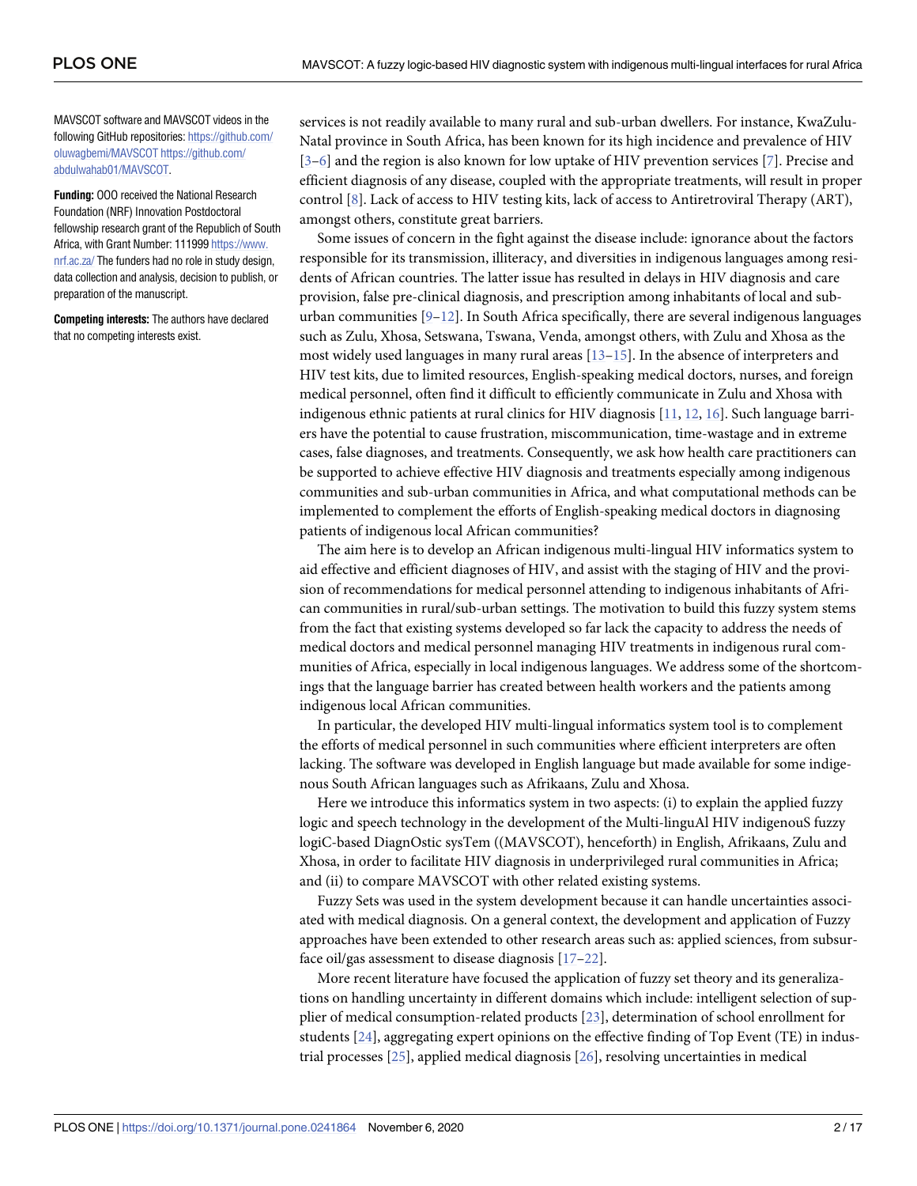MAVSCOT software and MAVSCOT videos in the following GitHub repositories: https://github.com/oluwagbemi/MAVSCOT https://github.com/abdulwahab01/MAVSCOT.

**Funding:** OOO received the National Research Foundation (NRF) Innovation Postdoctoral fellowship research grant of the Republich of South Africa, with Grant Number: 111999 https://www.nrf.ac.za/ The funders had no role in study design, data collection and analysis, decision to publish, or preparation of the manuscript.

**Competing interests:** The authors have declared that no competing interests exist.

services is not readily available to many rural and sub-urban dwellers. For instance, KwaZulu-Natal province in South Africa, has been known for its high incidence and prevalence of HIV [3–6] and the region is also known for low uptake of HIV prevention services [7]. Precise and efficient diagnosis of any disease, coupled with the appropriate treatments, will result in proper control [8]. Lack of access to HIV testing kits, lack of access to Antiretroviral Therapy (ART), amongst others, constitute great barriers.

Some issues of concern in the fight against the disease include: ignorance about the factors responsible for its transmission, illiteracy, and diversities in indigenous languages among residents of African countries. The latter issue has resulted in delays in HIV diagnosis and care provision, false pre-clinical diagnosis, and prescription among inhabitants of local and sub-urban communities [9–12]. In South Africa specifically, there are several indigenous languages such as Zulu, Xhosa, Setswana, Tswana, Venda, amongst others, with Zulu and Xhosa as the most widely used languages in many rural areas [13–15]. In the absence of interpreters and HIV test kits, due to limited resources, English-speaking medical doctors, nurses, and foreign medical personnel, often find it difficult to efficiently communicate in Zulu and Xhosa with indigenous ethnic patients at rural clinics for HIV diagnosis [11, 12, 16]. Such language barriers have the potential to cause frustration, miscommunication, time-wastage and in extreme cases, false diagnoses, and treatments. Consequently, we ask how health care practitioners can be supported to achieve effective HIV diagnosis and treatments especially among indigenous communities and sub-urban communities in Africa, and what computational methods can be implemented to complement the efforts of English-speaking medical doctors in diagnosing patients of indigenous local African communities?

The aim here is to develop an African indigenous multi-lingual HIV informatics system to aid effective and efficient diagnoses of HIV, and assist with the staging of HIV and the provision of recommendations for medical personnel attending to indigenous inhabitants of African communities in rural/sub-urban settings. The motivation to build this fuzzy system stems from the fact that existing systems developed so far lack the capacity to address the needs of medical doctors and medical personnel managing HIV treatments in indigenous rural communities of Africa, especially in local indigenous languages. We address some of the shortcomings that the language barrier has created between health workers and the patients among indigenous local African communities.

In particular, the developed HIV multi-lingual informatics system tool is to complement the efforts of medical personnel in such communities where efficient interpreters are often lacking. The software was developed in English language but made available for some indigenous South African languages such as Afrikaans, Zulu and Xhosa.

Here we introduce this informatics system in two aspects: (i) to explain the applied fuzzy logic and speech technology in the development of the Multi-linguAl HIV indigenouS fuzzy logiC-based DiagnOstic sysTem ((MAVSCOT), henceforth) in English, Afrikaans, Zulu and Xhosa, in order to facilitate HIV diagnosis in underprivileged rural communities in Africa; and (ii) to compare MAVSCOT with other related existing systems.

Fuzzy Sets was used in the system development because it can handle uncertainties associated with medical diagnosis. On a general context, the development and application of Fuzzy approaches have been extended to other research areas such as: applied sciences, from subsurface oil/gas assessment to disease diagnosis [17–22].

More recent literature have focused the application of fuzzy set theory and its generalizations on handling uncertainty in different domains which include: intelligent selection of supplier of medical consumption-related products [23], determination of school enrollment for students [24], aggregating expert opinions on the effective finding of Top Event (TE) in industrial processes [25], applied medical diagnosis [26], resolving uncertainties in medical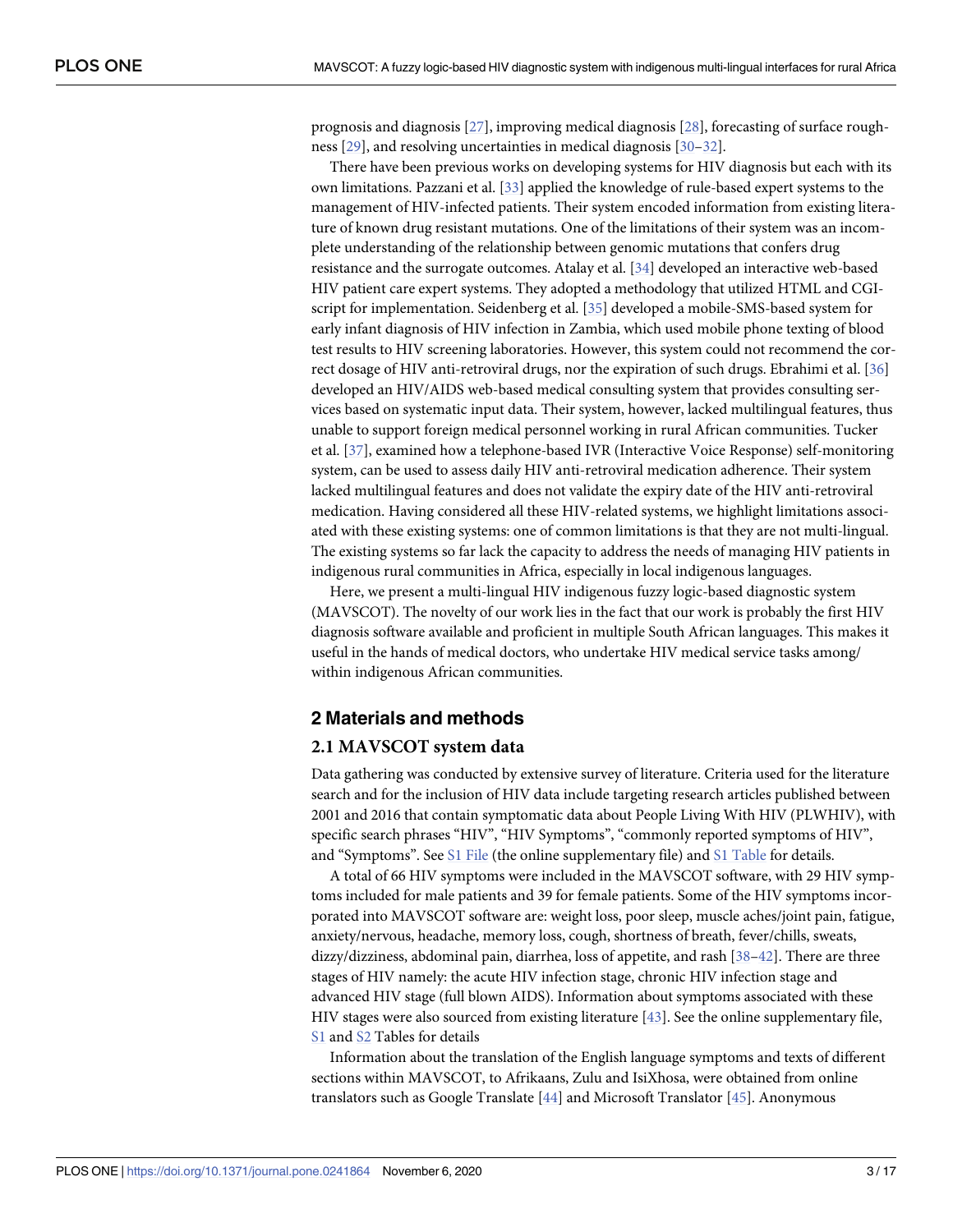prognosis and diagnosis [27], improving medical diagnosis [28], forecasting of surface roughness [29], and resolving uncertainties in medical diagnosis [30–32].

There have been previous works on developing systems for HIV diagnosis but each with its own limitations. Pazzani et al. [33] applied the knowledge of rule-based expert systems to the management of HIV-infected patients. Their system encoded information from existing literature of known drug resistant mutations. One of the limitations of their system was an incomplete understanding of the relationship between genomic mutations that confers drug resistance and the surrogate outcomes. Atalay et al. [34] developed an interactive web-based HIV patient care expert systems. They adopted a methodology that utilized HTML and CGI-script for implementation. Seidenberg et al. [35] developed a mobile-SMS-based system for early infant diagnosis of HIV infection in Zambia, which used mobile phone texting of blood test results to HIV screening laboratories. However, this system could not recommend the correct dosage of HIV anti-retroviral drugs, nor the expiration of such drugs. Ebrahimi et al. [36] developed an HIV/AIDS web-based medical consulting system that provides consulting services based on systematic input data. Their system, however, lacked multilingual features, thus unable to support foreign medical personnel working in rural African communities. Tucker et al. [37], examined how a telephone-based IVR (Interactive Voice Response) self-monitoring system, can be used to assess daily HIV anti-retroviral medication adherence. Their system lacked multilingual features and does not validate the expiry date of the HIV anti-retroviral medication. Having considered all these HIV-related systems, we highlight limitations associated with these existing systems: one of common limitations is that they are not multi-lingual. The existing systems so far lack the capacity to address the needs of managing HIV patients in indigenous rural communities in Africa, especially in local indigenous languages.

Here, we present a multi-lingual HIV indigenous fuzzy logic-based diagnostic system (MAVSCOT). The novelty of our work lies in the fact that our work is probably the first HIV diagnosis software available and proficient in multiple South African languages. This makes it useful in the hands of medical doctors, who undertake HIV medical service tasks among/within indigenous African communities.

## 2 Materials and methods

### 2.1 MAVSCOT system data

Data gathering was conducted by extensive survey of literature. Criteria used for the literature search and for the inclusion of HIV data include targeting research articles published between 2001 and 2016 that contain symptomatic data about People Living With HIV (PLWHIV), with specific search phrases "HIV", "HIV Symptoms", "commonly reported symptoms of HIV", and "Symptoms". See S1 File (the online supplementary file) and S1 Table for details.

A total of 66 HIV symptoms were included in the MAVSCOT software, with 29 HIV symptoms included for male patients and 39 for female patients. Some of the HIV symptoms incorporated into MAVSCOT software are: weight loss, poor sleep, muscle aches/joint pain, fatigue, anxiety/nervous, headache, memory loss, cough, shortness of breath, fever/chills, sweats, dizzy/dizziness, abdominal pain, diarrhea, loss of appetite, and rash [38–42]. There are three stages of HIV namely: the acute HIV infection stage, chronic HIV infection stage and advanced HIV stage (full blown AIDS). Information about symptoms associated with these HIV stages were also sourced from existing literature [43]. See the online supplementary file, S1 and S2 Tables for details

Information about the translation of the English language symptoms and texts of different sections within MAVSCOT, to Afrikaans, Zulu and IsiXhosa, were obtained from online translators such as Google Translate [44] and Microsoft Translator [45]. Anonymous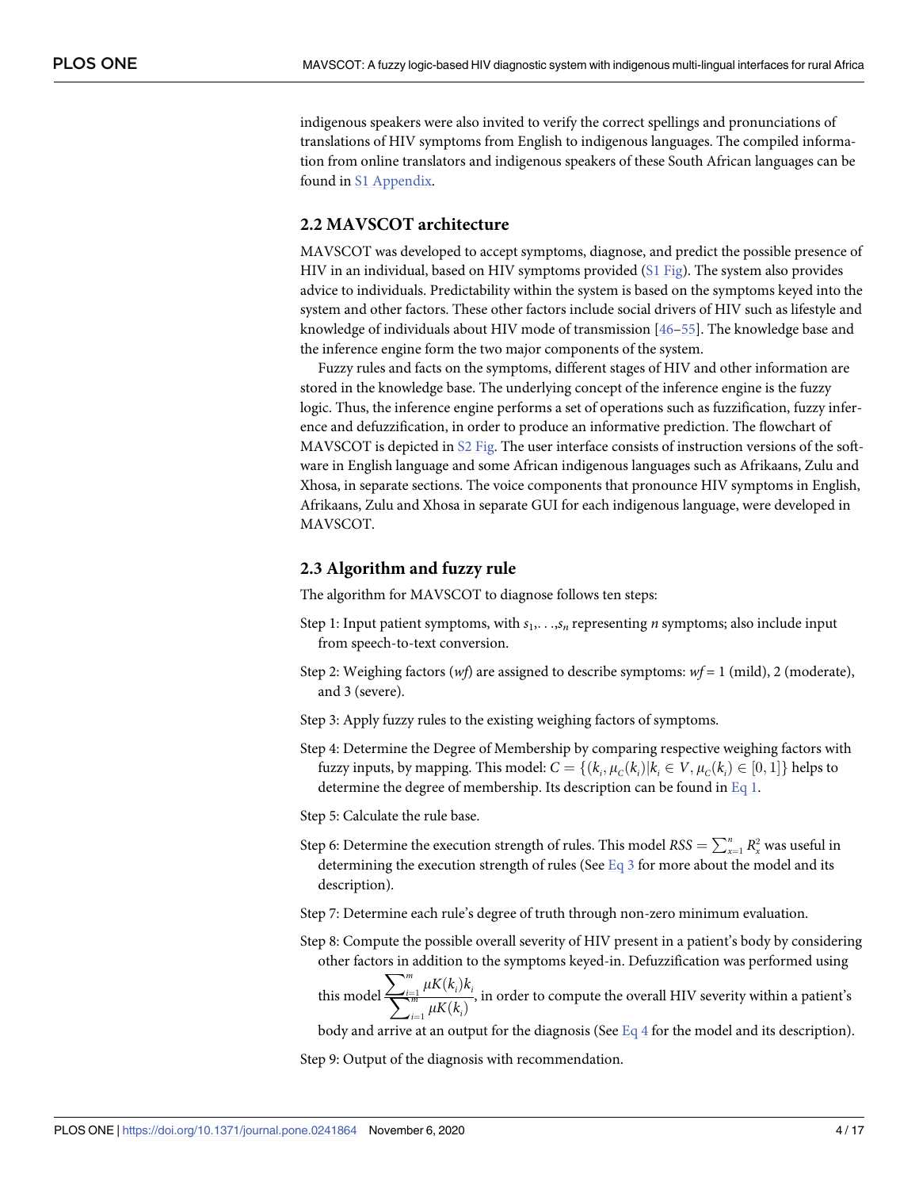indigenous speakers were also invited to verify the correct spellings and pronunciations of translations of HIV symptoms from English to indigenous languages. The compiled information from online translators and indigenous speakers of these South African languages can be found in S1 Appendix.

## 2.2 MAVSCOT architecture

MAVSCOT was developed to accept symptoms, diagnose, and predict the possible presence of HIV in an individual, based on HIV symptoms provided (S1 Fig). The system also provides advice to individuals. Predictability within the system is based on the symptoms keyed into the system and other factors. These other factors include social drivers of HIV such as lifestyle and knowledge of individuals about HIV mode of transmission [46–55]. The knowledge base and the inference engine form the two major components of the system.

Fuzzy rules and facts on the symptoms, different stages of HIV and other information are stored in the knowledge base. The underlying concept of the inference engine is the fuzzy logic. Thus, the inference engine performs a set of operations such as fuzzification, fuzzy inference and defuzzification, in order to produce an informative prediction. The flowchart of MAVSCOT is depicted in S2 Fig. The user interface consists of instruction versions of the software in English language and some African indigenous languages such as Afrikaans, Zulu and Xhosa, in separate sections. The voice components that pronounce HIV symptoms in English, Afrikaans, Zulu and Xhosa in separate GUI for each indigenous language, were developed in MAVSCOT.

## 2.3 Algorithm and fuzzy rule

The algorithm for MAVSCOT to diagnose follows ten steps:

Step 1: Input patient symptoms, with $s_1, \ldots, s_n$ representing $n$ symptoms; also include input from speech-to-text conversion.

Step 2: Weighing factors (*wf*) are assigned to describe symptoms: $wf = 1$ (mild), 2 (moderate), and 3 (severe).

Step 3: Apply fuzzy rules to the existing weighing factors of symptoms.

Step 4: Determine the Degree of Membership by comparing respective weighing factors with fuzzy inputs, by mapping. This model: $C = \{(k_i, \mu_C(k_i) | k_i \in V, \mu_C(k_i) \in [0, 1]\}$ helps to determine the degree of membership. Its description can be found in Eq 1.

Step 5: Calculate the rule base.

Step 6: Determine the execution strength of rules. This model $RSS = \sum_{x=1}^{n} R_x^2$ was useful in determining the execution strength of rules (See Eq 3 for more about the model and its description).

Step 7: Determine each rule's degree of truth through non-zero minimum evaluation.

Step 8: Compute the possible overall severity of HIV present in a patient's body by considering other factors in addition to the symptoms keyed-in. Defuzzification was performed using this model $\frac{\sum_{i=1}^{m} \mu K(k_i) k_i}{\sum_{i=1}^{m} \mu K(k_i)}$, in order to compute the overall HIV severity within a patient's body and arrive at an output for the diagnosis (See Eq 4 for the model and its description).

Step 9: Output of the diagnosis with recommendation.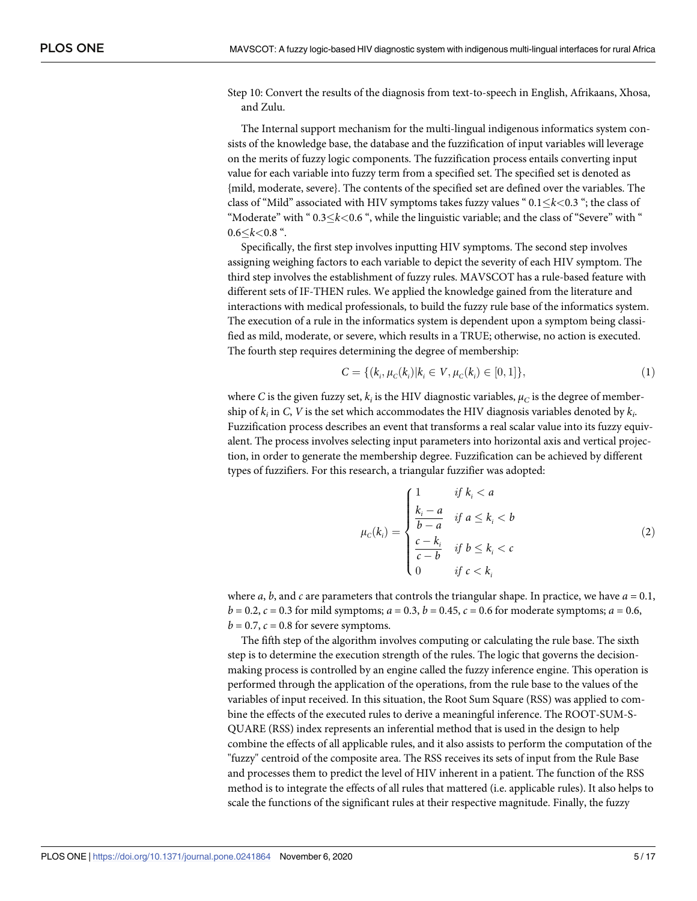Step 10: Convert the results of the diagnosis from text-to-speech in English, Afrikaans, Xhosa, and Zulu.

The Internal support mechanism for the multi-lingual indigenous informatics system consists of the knowledge base, the database and the fuzzification of input variables will leverage on the merits of fuzzy logic components. The fuzzification process entails converting input value for each variable into fuzzy term from a specified set. The specified set is denoted as {mild, moderate, severe}. The contents of the specified set are defined over the variables. The class of "Mild" associated with HIV symptoms takes fuzzy values " $0.1 \leq k < 0.3$ "; the class of "Moderate" with " $0.3 \leq k < 0.6$ ", while the linguistic variable; and the class of "Severe" with " $0.6 \leq k < 0.8$ ".

Specifically, the first step involves inputting HIV symptoms. The second step involves assigning weighing factors to each variable to depict the severity of each HIV symptom. The third step involves the establishment of fuzzy rules. MAVSCOT has a rule-based feature with different sets of IF-THEN rules. We applied the knowledge gained from the literature and interactions with medical professionals, to build the fuzzy rule base of the informatics system. The execution of a rule in the informatics system is dependent upon a symptom being classified as mild, moderate, or severe, which results in a TRUE; otherwise, no action is executed. The fourth step requires determining the degree of membership:

$$C = \{(k_i, \mu_C(k_i) | k_i \in V, \mu_C(k_i) \in [0, 1]\}, \tag{1}$$

where $C$ is the given fuzzy set, $k_i$ is the HIV diagnostic variables, $\mu_C$ is the degree of membership of $k_i$ in $C$, $V$ is the set which accommodates the HIV diagnosis variables denoted by $k_i$. Fuzzification process describes an event that transforms a real scalar value into its fuzzy equivalent. The process involves selecting input parameters into horizontal axis and vertical projection, in order to generate the membership degree. Fuzzification can be achieved by different types of fuzzifiers. For this research, a triangular fuzzifier was adopted:

$$\mu_C(k_i) = \begin{cases} 1 & \text{if } k_i < a \\ \dfrac{k_i - a}{b - a} & \text{if } a \leq k_i < b \\ \dfrac{c - k_i}{c - b} & \text{if } b \leq k_i < c \\ 0 & \text{if } c < k_i \end{cases} \tag{2}$$

where $a$, $b$, and $c$ are parameters that controls the triangular shape. In practice, we have $a = 0.1$, $b = 0.2$, $c = 0.3$ for mild symptoms; $a = 0.3$, $b = 0.45$, $c = 0.6$ for moderate symptoms; $a = 0.6$, $b = 0.7$, $c = 0.8$ for severe symptoms.

The fifth step of the algorithm involves computing or calculating the rule base. The sixth step is to determine the execution strength of the rules. The logic that governs the decision-making process is controlled by an engine called the fuzzy inference engine. This operation is performed through the application of the operations, from the rule base to the values of the variables of input received. In this situation, the Root Sum Square (RSS) was applied to combine the effects of the executed rules to derive a meaningful inference. The ROOT-SUM-SQUARE (RSS) index represents an inferential method that is used in the design to help combine the effects of all applicable rules, and it also assists to perform the computation of the "fuzzy" centroid of the composite area. The RSS receives its sets of input from the Rule Base and processes them to predict the level of HIV inherent in a patient. The function of the RSS method is to integrate the effects of all rules that mattered (i.e. applicable rules). It also helps to scale the functions of the significant rules at their respective magnitude. Finally, the fuzzy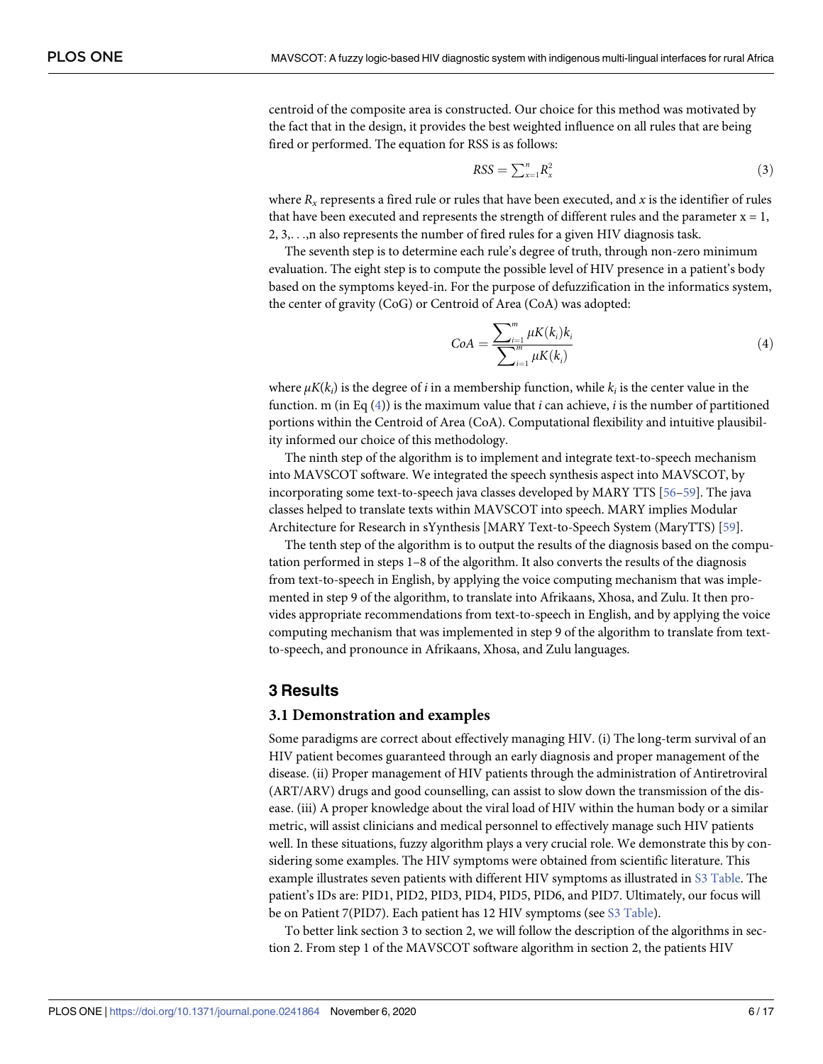centroid of the composite area is constructed. Our choice for this method was motivated by the fact that in the design, it provides the best weighted influence on all rules that are being fired or performed. The equation for RSS is as follows:

$$RSS = \sum_{x=1}^{n} R_x^2 \tag{3}$$

where $R_x$ represents a fired rule or rules that have been executed, and $x$ is the identifier of rules that have been executed and represents the strength of different rules and the parameter x = 1, 2, 3,. . .,n also represents the number of fired rules for a given HIV diagnosis task.

The seventh step is to determine each rule's degree of truth, through non-zero minimum evaluation. The eight step is to compute the possible level of HIV presence in a patient's body based on the symptoms keyed-in. For the purpose of defuzzification in the informatics system, the center of gravity (CoG) or Centroid of Area (CoA) was adopted:

$$CoA = \frac{\sum_{i=1}^{m} \mu K(k_i) k_i}{\sum_{i=1}^{m} \mu K(k_i)} \tag{4}$$

where $\mu K(k_i)$ is the degree of $i$ in a membership function, while $k_i$ is the center value in the function. m (in Eq (4)) is the maximum value that $i$ can achieve, $i$ is the number of partitioned portions within the Centroid of Area (CoA). Computational flexibility and intuitive plausibility informed our choice of this methodology.

The ninth step of the algorithm is to implement and integrate text-to-speech mechanism into MAVSCOT software. We integrated the speech synthesis aspect into MAVSCOT, by incorporating some text-to-speech java classes developed by MARY TTS [56–59]. The java classes helped to translate texts within MAVSCOT into speech. MARY implies Modular Architecture for Research in sYynthesis [MARY Text-to-Speech System (MaryTTS) [59].

The tenth step of the algorithm is to output the results of the diagnosis based on the computation performed in steps 1–8 of the algorithm. It also converts the results of the diagnosis from text-to-speech in English, by applying the voice computing mechanism that was implemented in step 9 of the algorithm, to translate into Afrikaans, Xhosa, and Zulu. It then provides appropriate recommendations from text-to-speech in English, and by applying the voice computing mechanism that was implemented in step 9 of the algorithm to translate from text-to-speech, and pronounce in Afrikaans, Xhosa, and Zulu languages.

## 3 Results

### 3.1 Demonstration and examples

Some paradigms are correct about effectively managing HIV. (i) The long-term survival of an HIV patient becomes guaranteed through an early diagnosis and proper management of the disease. (ii) Proper management of HIV patients through the administration of Antiretroviral (ART/ARV) drugs and good counselling, can assist to slow down the transmission of the disease. (iii) A proper knowledge about the viral load of HIV within the human body or a similar metric, will assist clinicians and medical personnel to effectively manage such HIV patients well. In these situations, fuzzy algorithm plays a very crucial role. We demonstrate this by considering some examples. The HIV symptoms were obtained from scientific literature. This example illustrates seven patients with different HIV symptoms as illustrated in S3 Table. The patient's IDs are: PID1, PID2, PID3, PID4, PID5, PID6, and PID7. Ultimately, our focus will be on Patient 7(PID7). Each patient has 12 HIV symptoms (see S3 Table).

To better link section 3 to section 2, we will follow the description of the algorithms in section 2. From step 1 of the MAVSCOT software algorithm in section 2, the patients HIV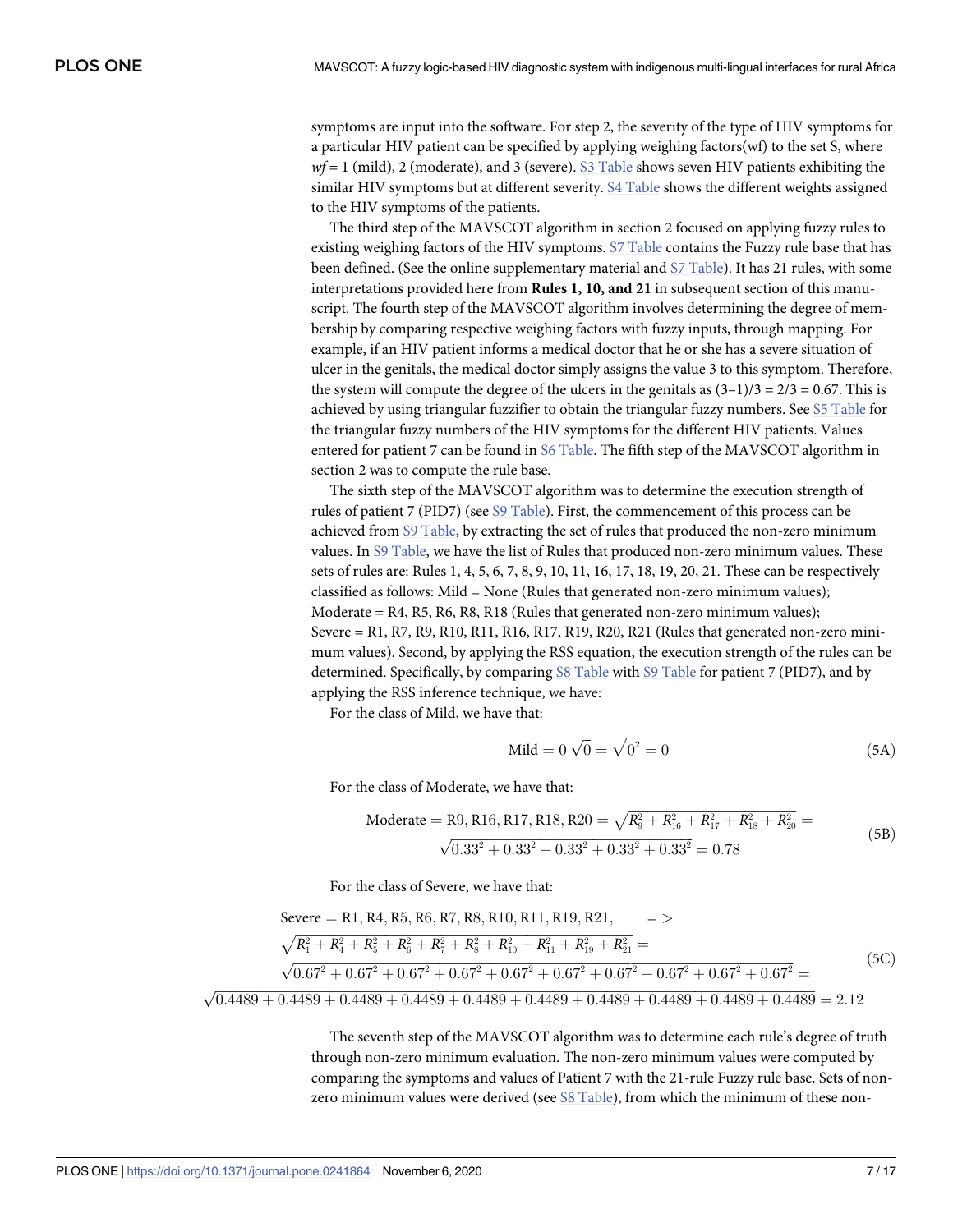symptoms are input into the software. For step 2, the severity of the type of HIV symptoms for a particular HIV patient can be specified by applying weighing factors(wf) to the set S, where *wf* = 1 (mild), 2 (moderate), and 3 (severe). S3 Table shows seven HIV patients exhibiting the similar HIV symptoms but at different severity. S4 Table shows the different weights assigned to the HIV symptoms of the patients.

The third step of the MAVSCOT algorithm in section 2 focused on applying fuzzy rules to existing weighing factors of the HIV symptoms. S7 Table contains the Fuzzy rule base that has been defined. (See the online supplementary material and S7 Table). It has 21 rules, with some interpretations provided here from **Rules 1, 10, and 21** in subsequent section of this manuscript. The fourth step of the MAVSCOT algorithm involves determining the degree of membership by comparing respective weighing factors with fuzzy inputs, through mapping. For example, if an HIV patient informs a medical doctor that he or she has a severe situation of ulcer in the genitals, the medical doctor simply assigns the value 3 to this symptom. Therefore, the system will compute the degree of the ulcers in the genitals as (3–1)/3 = 2/3 = 0.67. This is achieved by using triangular fuzzifier to obtain the triangular fuzzy numbers. See S5 Table for the triangular fuzzy numbers of the HIV symptoms for the different HIV patients. Values entered for patient 7 can be found in S6 Table. The fifth step of the MAVSCOT algorithm in section 2 was to compute the rule base.

The sixth step of the MAVSCOT algorithm was to determine the execution strength of rules of patient 7 (PID7) (see S9 Table). First, the commencement of this process can be achieved from S9 Table, by extracting the set of rules that produced the non-zero minimum values. In S9 Table, we have the list of Rules that produced non-zero minimum values. These sets of rules are: Rules 1, 4, 5, 6, 7, 8, 9, 10, 11, 16, 17, 18, 19, 20, 21. These can be respectively classified as follows: Mild = None (Rules that generated non-zero minimum values); Moderate = R4, R5, R6, R8, R18 (Rules that generated non-zero minimum values); Severe = R1, R7, R9, R10, R11, R16, R17, R19, R20, R21 (Rules that generated non-zero minimum values). Second, by applying the RSS equation, the execution strength of the rules can be determined. Specifically, by comparing S8 Table with S9 Table for patient 7 (PID7), and by applying the RSS inference technique, we have:

For the class of Mild, we have that:

$$\text{Mild} = 0\ \sqrt{0} = \sqrt{0^2} = 0 \tag{5A}$$

For the class of Moderate, we have that:

$$\begin{aligned}\text{Moderate} = \text{R9, R16, R17, R18, R20} = \sqrt{R_9^2 + R_{16}^2 + R_{17}^2 + R_{18}^2 + R_{20}^2} = \\ \sqrt{0.33^2 + 0.33^2 + 0.33^2 + 0.33^2 + 0.33^2} = 0.78\end{aligned} \tag{5B}$$

For the class of Severe, we have that:

$$\begin{aligned}&\text{Severe} = \text{R1, R4, R5, R6, R7, R8, R10, R11, R19, R21,} \qquad => \\ &\sqrt{R_1^2 + R_4^2 + R_5^2 + R_6^2 + R_7^2 + R_8^2 + R_{10}^2 + R_{11}^2 + R_{19}^2 + R_{21}^2} = \\ &\sqrt{0.67^2 + 0.67^2 + 0.67^2 + 0.67^2 + 0.67^2 + 0.67^2 + 0.67^2 + 0.67^2 + 0.67^2 + 0.67^2} = \\ &\sqrt{0.4489 + 0.4489 + 0.4489 + 0.4489 + 0.4489 + 0.4489 + 0.4489 + 0.4489 + 0.4489 + 0.4489} = 2.12\end{aligned} \tag{5C}$$

The seventh step of the MAVSCOT algorithm was to determine each rule's degree of truth through non-zero minimum evaluation. The non-zero minimum values were computed by comparing the symptoms and values of Patient 7 with the 21-rule Fuzzy rule base. Sets of non-zero minimum values were derived (see S8 Table), from which the minimum of these non-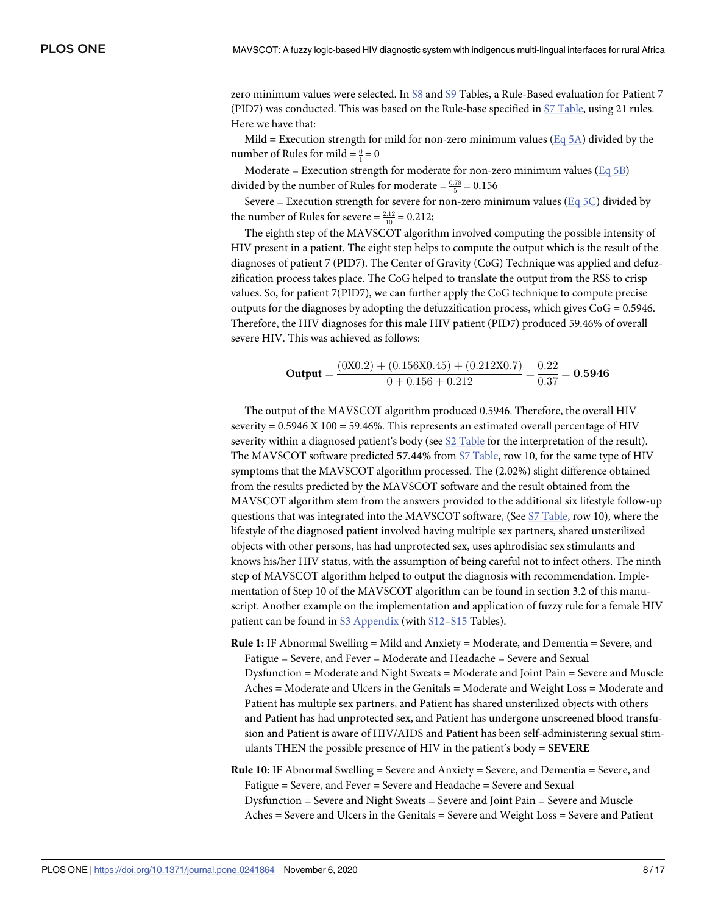zero minimum values were selected. In S8 and S9 Tables, a Rule-Based evaluation for Patient 7 (PID7) was conducted. This was based on the Rule-base specified in S7 Table, using 21 rules. Here we have that:

Mild = Execution strength for mild for non-zero minimum values (Eq 5A) divided by the number of Rules for mild = $\frac{0}{1} = 0$

Moderate = Execution strength for moderate for non-zero minimum values (Eq 5B) divided by the number of Rules for moderate = $\frac{0.78}{5} = 0.156$

Severe = Execution strength for severe for non-zero minimum values (Eq 5C) divided by the number of Rules for severe = $\frac{2.12}{10} = 0.212$;

The eighth step of the MAVSCOT algorithm involved computing the possible intensity of HIV present in a patient. The eight step helps to compute the output which is the result of the diagnoses of patient 7 (PID7). The Center of Gravity (CoG) Technique was applied and defuzzification process takes place. The CoG helped to translate the output from the RSS to crisp values. So, for patient 7(PID7), we can further apply the CoG technique to compute precise outputs for the diagnoses by adopting the defuzzification process, which gives CoG = 0.5946. Therefore, the HIV diagnoses for this male HIV patient (PID7) produced 59.46% of overall severe HIV. This was achieved as follows:

$$\textbf{Output} = \frac{(0X0.2) + (0.156X0.45) + (0.212X0.7)}{0 + 0.156 + 0.212} = \frac{0.22}{0.37} = \textbf{0.5946}$$

The output of the MAVSCOT algorithm produced 0.5946. Therefore, the overall HIV severity = 0.5946 X 100 = 59.46%. This represents an estimated overall percentage of HIV severity within a diagnosed patient's body (see S2 Table for the interpretation of the result). The MAVSCOT software predicted **57.44%** from S7 Table, row 10, for the same type of HIV symptoms that the MAVSCOT algorithm processed. The (2.02%) slight difference obtained from the results predicted by the MAVSCOT software and the result obtained from the MAVSCOT algorithm stem from the answers provided to the additional six lifestyle follow-up questions that was integrated into the MAVSCOT software, (See S7 Table, row 10), where the lifestyle of the diagnosed patient involved having multiple sex partners, shared unsterilized objects with other persons, has had unprotected sex, uses aphrodisiac sex stimulants and knows his/her HIV status, with the assumption of being careful not to infect others. The ninth step of MAVSCOT algorithm helped to output the diagnosis with recommendation. Implementation of Step 10 of the MAVSCOT algorithm can be found in section 3.2 of this manuscript. Another example on the implementation and application of fuzzy rule for a female HIV patient can be found in S3 Appendix (with S12–S15 Tables).

**Rule 1:** IF Abnormal Swelling = Mild and Anxiety = Moderate, and Dementia = Severe, and Fatigue = Severe, and Fever = Moderate and Headache = Severe and Sexual Dysfunction = Moderate and Night Sweats = Moderate and Joint Pain = Severe and Muscle Aches = Moderate and Ulcers in the Genitals = Moderate and Weight Loss = Moderate and Patient has multiple sex partners, and Patient has shared unsterilized objects with others and Patient has had unprotected sex, and Patient has undergone unscreened blood transfusion and Patient is aware of HIV/AIDS and Patient has been self-administering sexual stimulants THEN the possible presence of HIV in the patient's body = **SEVERE**

**Rule 10:** IF Abnormal Swelling = Severe and Anxiety = Severe, and Dementia = Severe, and Fatigue = Severe, and Fever = Severe and Headache = Severe and Sexual Dysfunction = Severe and Night Sweats = Severe and Joint Pain = Severe and Muscle Aches = Severe and Ulcers in the Genitals = Severe and Weight Loss = Severe and Patient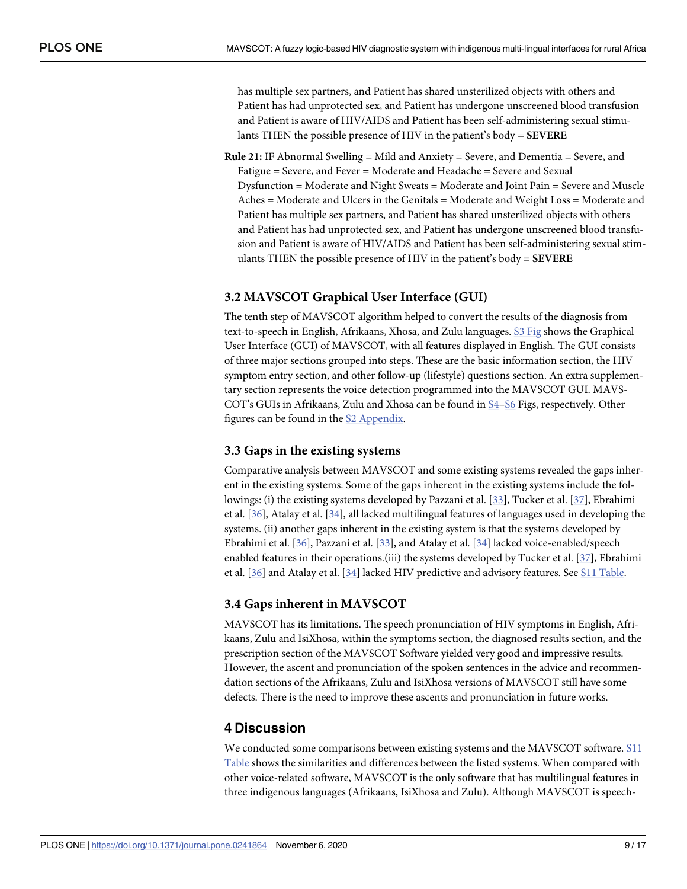has multiple sex partners, and Patient has shared unsterilized objects with others and Patient has had unprotected sex, and Patient has undergone unscreened blood transfusion and Patient is aware of HIV/AIDS and Patient has been self-administering sexual stimulants THEN the possible presence of HIV in the patient's body = **SEVERE**

**Rule 21:** IF Abnormal Swelling = Mild and Anxiety = Severe, and Dementia = Severe, and Fatigue = Severe, and Fever = Moderate and Headache = Severe and Sexual Dysfunction = Moderate and Night Sweats = Moderate and Joint Pain = Severe and Muscle Aches = Moderate and Ulcers in the Genitals = Moderate and Weight Loss = Moderate and Patient has multiple sex partners, and Patient has shared unsterilized objects with others and Patient has had unprotected sex, and Patient has undergone unscreened blood transfusion and Patient is aware of HIV/AIDS and Patient has been self-administering sexual stimulants THEN the possible presence of HIV in the patient's body **= SEVERE**

### 3.2 MAVSCOT Graphical User Interface (GUI)

The tenth step of MAVSCOT algorithm helped to convert the results of the diagnosis from text-to-speech in English, Afrikaans, Xhosa, and Zulu languages. S3 Fig shows the Graphical User Interface (GUI) of MAVSCOT, with all features displayed in English. The GUI consists of three major sections grouped into steps. These are the basic information section, the HIV symptom entry section, and other follow-up (lifestyle) questions section. An extra supplementary section represents the voice detection programmed into the MAVSCOT GUI. MAVSCOT's GUIs in Afrikaans, Zulu and Xhosa can be found in S4–S6 Figs, respectively. Other figures can be found in the S2 Appendix.

### 3.3 Gaps in the existing systems

Comparative analysis between MAVSCOT and some existing systems revealed the gaps inherent in the existing systems. Some of the gaps inherent in the existing systems include the followings: (i) the existing systems developed by Pazzani et al. [33], Tucker et al. [37], Ebrahimi et al. [36], Atalay et al. [34], all lacked multilingual features of languages used in developing the systems. (ii) another gaps inherent in the existing system is that the systems developed by Ebrahimi et al. [36], Pazzani et al. [33], and Atalay et al. [34] lacked voice-enabled/speech enabled features in their operations.(iii) the systems developed by Tucker et al. [37], Ebrahimi et al. [36] and Atalay et al. [34] lacked HIV predictive and advisory features. See S11 Table.

### 3.4 Gaps inherent in MAVSCOT

MAVSCOT has its limitations. The speech pronunciation of HIV symptoms in English, Afrikaans, Zulu and IsiXhosa, within the symptoms section, the diagnosed results section, and the prescription section of the MAVSCOT Software yielded very good and impressive results. However, the ascent and pronunciation of the spoken sentences in the advice and recommendation sections of the Afrikaans, Zulu and IsiXhosa versions of MAVSCOT still have some defects. There is the need to improve these ascents and pronunciation in future works.

## 4 Discussion

We conducted some comparisons between existing systems and the MAVSCOT software. S11 Table shows the similarities and differences between the listed systems. When compared with other voice-related software, MAVSCOT is the only software that has multilingual features in three indigenous languages (Afrikaans, IsiXhosa and Zulu). Although MAVSCOT is speech-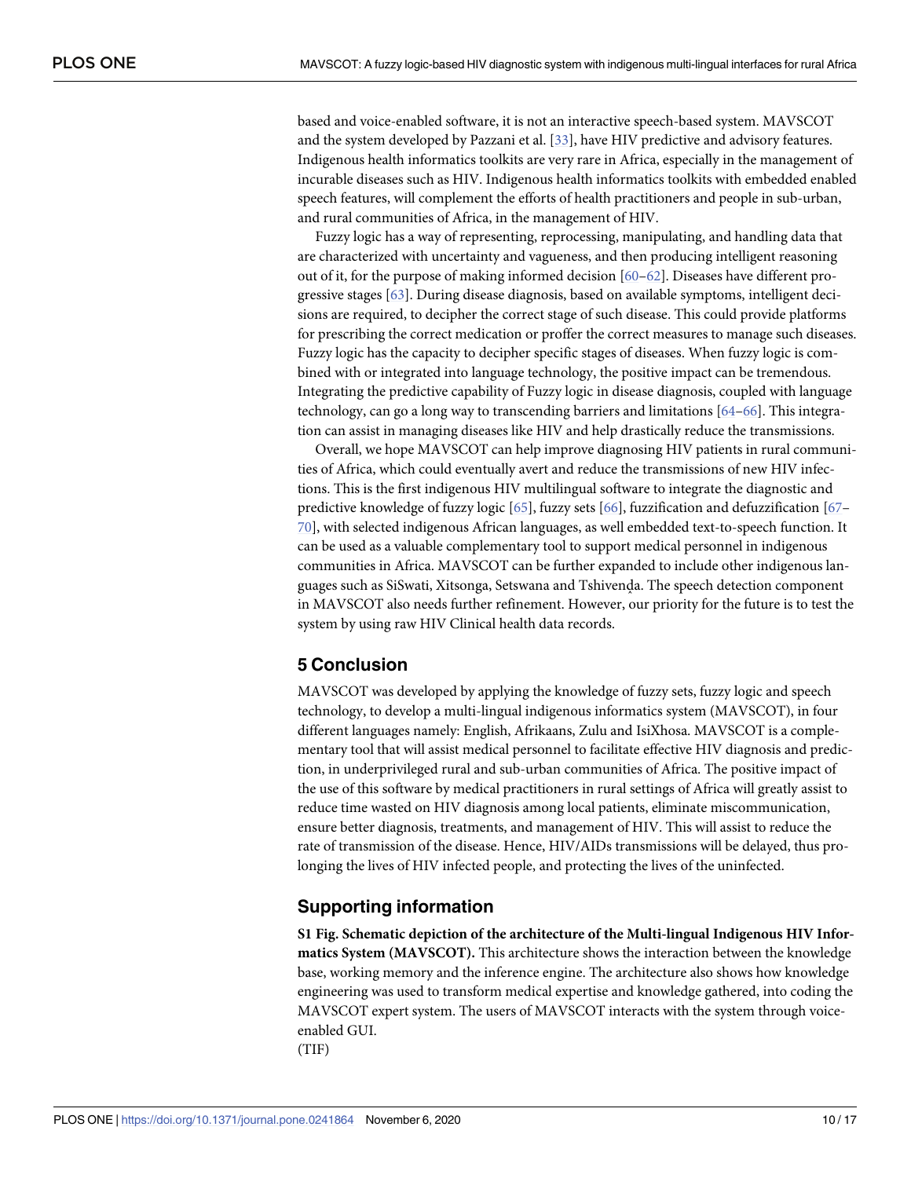based and voice-enabled software, it is not an interactive speech-based system. MAVSCOT and the system developed by Pazzani et al. [33], have HIV predictive and advisory features. Indigenous health informatics toolkits are very rare in Africa, especially in the management of incurable diseases such as HIV. Indigenous health informatics toolkits with embedded enabled speech features, will complement the efforts of health practitioners and people in sub-urban, and rural communities of Africa, in the management of HIV.

Fuzzy logic has a way of representing, reprocessing, manipulating, and handling data that are characterized with uncertainty and vagueness, and then producing intelligent reasoning out of it, for the purpose of making informed decision [60–62]. Diseases have different progressive stages [63]. During disease diagnosis, based on available symptoms, intelligent decisions are required, to decipher the correct stage of such disease. This could provide platforms for prescribing the correct medication or proffer the correct measures to manage such diseases. Fuzzy logic has the capacity to decipher specific stages of diseases. When fuzzy logic is combined with or integrated into language technology, the positive impact can be tremendous. Integrating the predictive capability of Fuzzy logic in disease diagnosis, coupled with language technology, can go a long way to transcending barriers and limitations [64–66]. This integration can assist in managing diseases like HIV and help drastically reduce the transmissions.

Overall, we hope MAVSCOT can help improve diagnosing HIV patients in rural communities of Africa, which could eventually avert and reduce the transmissions of new HIV infections. This is the first indigenous HIV multilingual software to integrate the diagnostic and predictive knowledge of fuzzy logic [65], fuzzy sets [66], fuzzification and defuzzification [67–70], with selected indigenous African languages, as well embedded text-to-speech function. It can be used as a valuable complementary tool to support medical personnel in indigenous communities in Africa. MAVSCOT can be further expanded to include other indigenous languages such as SiSwati, Xitsonga, Setswana and Tshivenḓa. The speech detection component in MAVSCOT also needs further refinement. However, our priority for the future is to test the system by using raw HIV Clinical health data records.

## 5 Conclusion

MAVSCOT was developed by applying the knowledge of fuzzy sets, fuzzy logic and speech technology, to develop a multi-lingual indigenous informatics system (MAVSCOT), in four different languages namely: English, Afrikaans, Zulu and IsiXhosa. MAVSCOT is a complementary tool that will assist medical personnel to facilitate effective HIV diagnosis and prediction, in underprivileged rural and sub-urban communities of Africa. The positive impact of the use of this software by medical practitioners in rural settings of Africa will greatly assist to reduce time wasted on HIV diagnosis among local patients, eliminate miscommunication, ensure better diagnosis, treatments, and management of HIV. This will assist to reduce the rate of transmission of the disease. Hence, HIV/AIDs transmissions will be delayed, thus prolonging the lives of HIV infected people, and protecting the lives of the uninfected.

## Supporting information

**S1 Fig. Schematic depiction of the architecture of the Multi-lingual Indigenous HIV Informatics System (MAVSCOT).** This architecture shows the interaction between the knowledge base, working memory and the inference engine. The architecture also shows how knowledge engineering was used to transform medical expertise and knowledge gathered, into coding the MAVSCOT expert system. The users of MAVSCOT interacts with the system through voice-enabled GUI.
(TIF)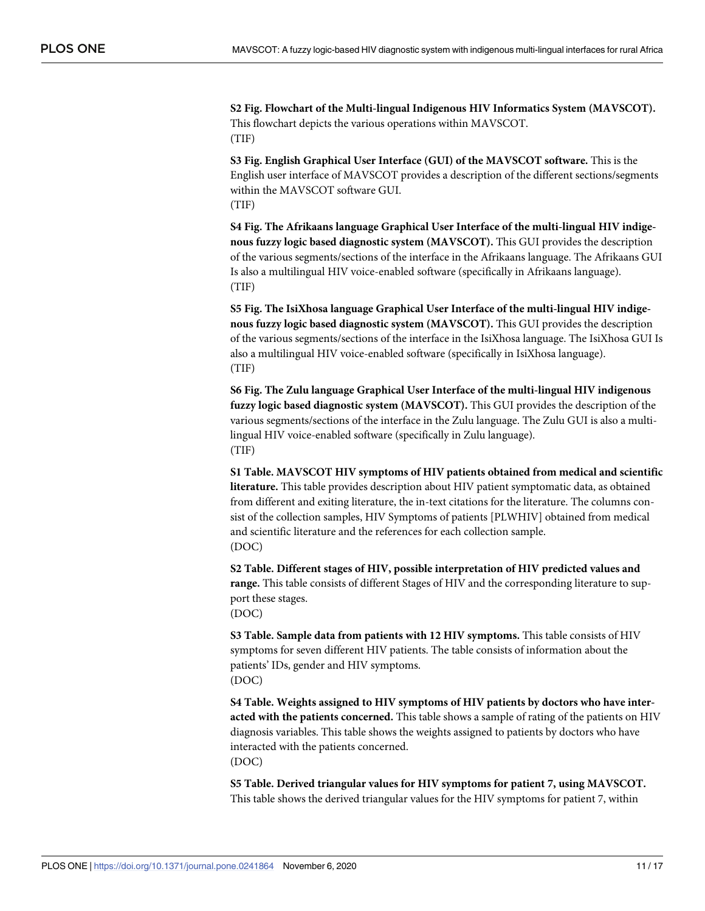**S2 Fig. Flowchart of the Multi-lingual Indigenous HIV Informatics System (MAVSCOT).** This flowchart depicts the various operations within MAVSCOT.
(TIF)

**S3 Fig. English Graphical User Interface (GUI) of the MAVSCOT software.** This is the English user interface of MAVSCOT provides a description of the different sections/segments within the MAVSCOT software GUI.
(TIF)

**S4 Fig. The Afrikaans language Graphical User Interface of the multi-lingual HIV indigenous fuzzy logic based diagnostic system (MAVSCOT).** This GUI provides the description of the various segments/sections of the interface in the Afrikaans language. The Afrikaans GUI Is also a multilingual HIV voice-enabled software (specifically in Afrikaans language).
(TIF)

**S5 Fig. The IsiXhosa language Graphical User Interface of the multi-lingual HIV indigenous fuzzy logic based diagnostic system (MAVSCOT).** This GUI provides the description of the various segments/sections of the interface in the IsiXhosa language. The IsiXhosa GUI Is also a multilingual HIV voice-enabled software (specifically in IsiXhosa language).
(TIF)

**S6 Fig. The Zulu language Graphical User Interface of the multi-lingual HIV indigenous fuzzy logic based diagnostic system (MAVSCOT).** This GUI provides the description of the various segments/sections of the interface in the Zulu language. The Zulu GUI is also a multilingual HIV voice-enabled software (specifically in Zulu language).
(TIF)

**S1 Table. MAVSCOT HIV symptoms of HIV patients obtained from medical and scientific literature.** This table provides description about HIV patient symptomatic data, as obtained from different and exiting literature, the in-text citations for the literature. The columns consist of the collection samples, HIV Symptoms of patients [PLWHIV] obtained from medical and scientific literature and the references for each collection sample.
(DOC)

**S2 Table. Different stages of HIV, possible interpretation of HIV predicted values and range.** This table consists of different Stages of HIV and the corresponding literature to support these stages.
(DOC)

**S3 Table. Sample data from patients with 12 HIV symptoms.** This table consists of HIV symptoms for seven different HIV patients. The table consists of information about the patients' IDs, gender and HIV symptoms.
(DOC)

**S4 Table. Weights assigned to HIV symptoms of HIV patients by doctors who have interacted with the patients concerned.** This table shows a sample of rating of the patients on HIV diagnosis variables. This table shows the weights assigned to patients by doctors who have interacted with the patients concerned.
(DOC)

**S5 Table. Derived triangular values for HIV symptoms for patient 7, using MAVSCOT.** This table shows the derived triangular values for the HIV symptoms for patient 7, within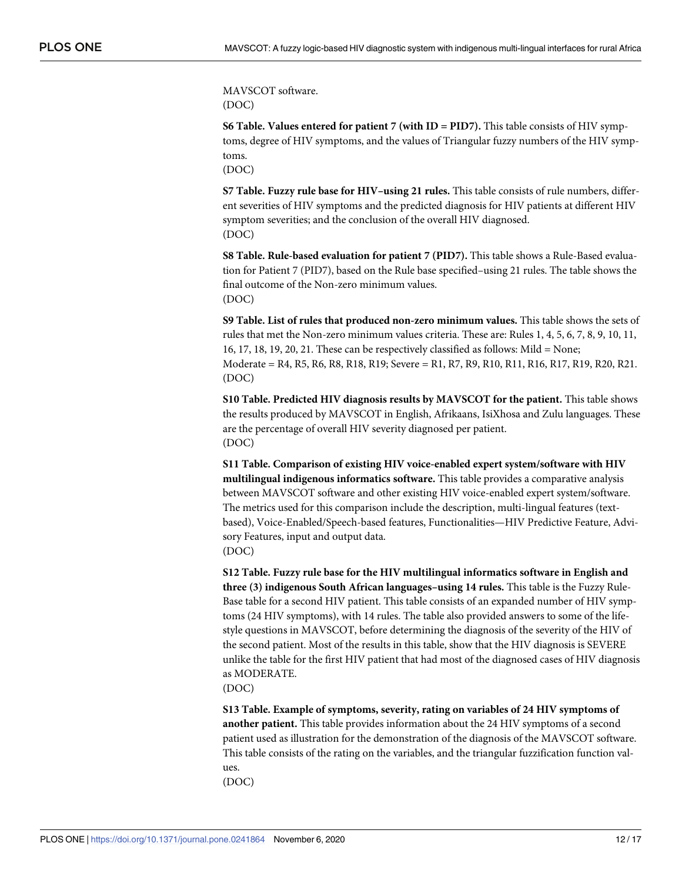MAVSCOT software.
(DOC)

**S6 Table. Values entered for patient 7 (with ID = PID7).** This table consists of HIV symptoms, degree of HIV symptoms, and the values of Triangular fuzzy numbers of the HIV symptoms.
(DOC)

**S7 Table. Fuzzy rule base for HIV–using 21 rules.** This table consists of rule numbers, different severities of HIV symptoms and the predicted diagnosis for HIV patients at different HIV symptom severities; and the conclusion of the overall HIV diagnosed.
(DOC)

**S8 Table. Rule-based evaluation for patient 7 (PID7).** This table shows a Rule-Based evaluation for Patient 7 (PID7), based on the Rule base specified–using 21 rules. The table shows the final outcome of the Non-zero minimum values.
(DOC)

**S9 Table. List of rules that produced non-zero minimum values.** This table shows the sets of rules that met the Non-zero minimum values criteria. These are: Rules 1, 4, 5, 6, 7, 8, 9, 10, 11, 16, 17, 18, 19, 20, 21. These can be respectively classified as follows: Mild = None; Moderate = R4, R5, R6, R8, R18, R19; Severe = R1, R7, R9, R10, R11, R16, R17, R19, R20, R21.
(DOC)

**S10 Table. Predicted HIV diagnosis results by MAVSCOT for the patient.** This table shows the results produced by MAVSCOT in English, Afrikaans, IsiXhosa and Zulu languages. These are the percentage of overall HIV severity diagnosed per patient.
(DOC)

**S11 Table. Comparison of existing HIV voice-enabled expert system/software with HIV multilingual indigenous informatics software.** This table provides a comparative analysis between MAVSCOT software and other existing HIV voice-enabled expert system/software. The metrics used for this comparison include the description, multi-lingual features (text-based), Voice-Enabled/Speech-based features, Functionalities—HIV Predictive Feature, Advisory Features, input and output data.
(DOC)

**S12 Table. Fuzzy rule base for the HIV multilingual informatics software in English and three (3) indigenous South African languages–using 14 rules.** This table is the Fuzzy Rule-Base table for a second HIV patient. This table consists of an expanded number of HIV symptoms (24 HIV symptoms), with 14 rules. The table also provided answers to some of the life-style questions in MAVSCOT, before determining the diagnosis of the severity of the HIV of the second patient. Most of the results in this table, show that the HIV diagnosis is SEVERE unlike the table for the first HIV patient that had most of the diagnosed cases of HIV diagnosis as MODERATE.
(DOC)

**S13 Table. Example of symptoms, severity, rating on variables of 24 HIV symptoms of another patient.** This table provides information about the 24 HIV symptoms of a second patient used as illustration for the demonstration of the diagnosis of the MAVSCOT software. This table consists of the rating on the variables, and the triangular fuzzification function values.
(DOC)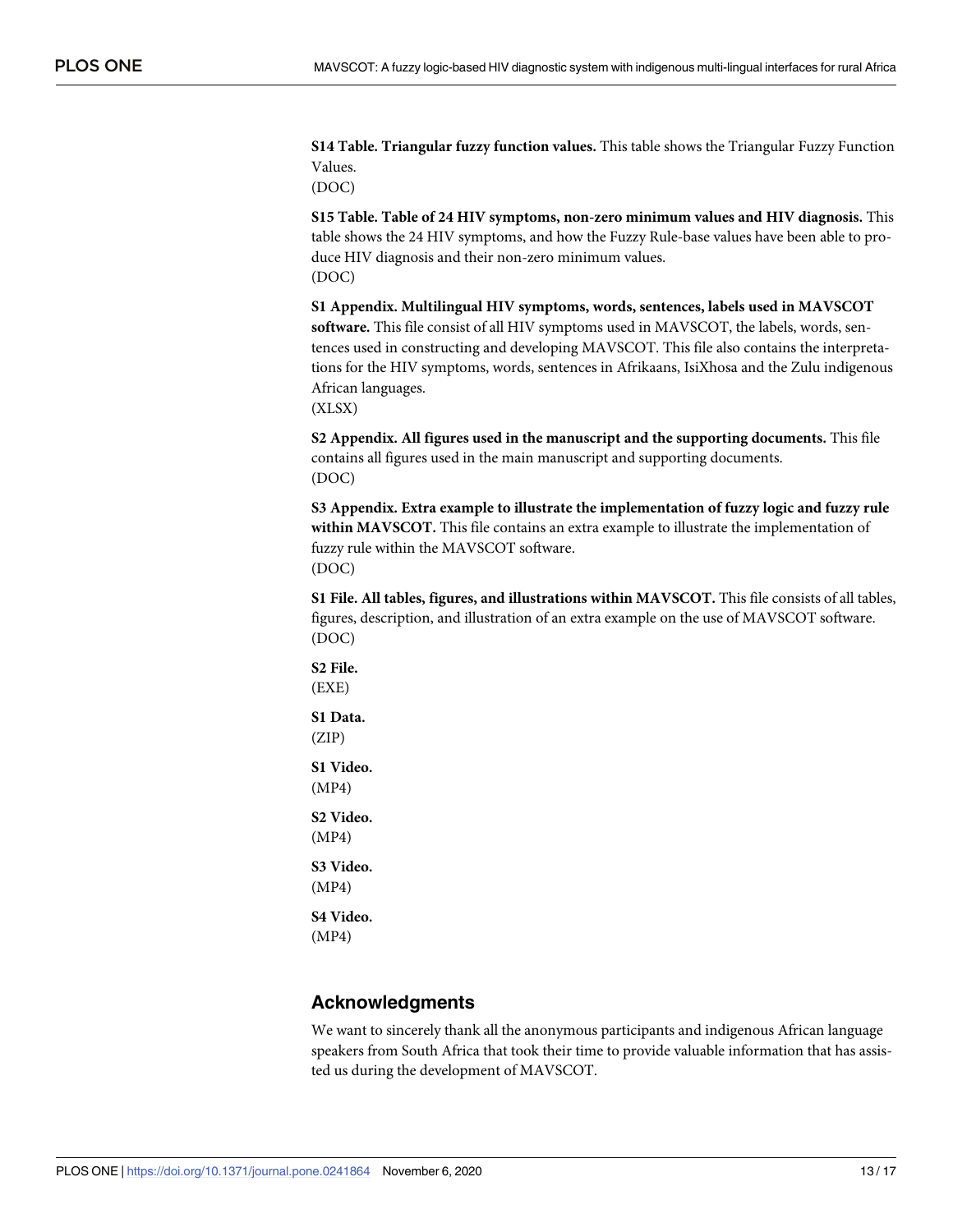**S14 Table. Triangular fuzzy function values.** This table shows the Triangular Fuzzy Function Values.
(DOC)

**S15 Table. Table of 24 HIV symptoms, non-zero minimum values and HIV diagnosis.** This table shows the 24 HIV symptoms, and how the Fuzzy Rule-base values have been able to produce HIV diagnosis and their non-zero minimum values.
(DOC)

**S1 Appendix. Multilingual HIV symptoms, words, sentences, labels used in MAVSCOT software.** This file consist of all HIV symptoms used in MAVSCOT, the labels, words, sentences used in constructing and developing MAVSCOT. This file also contains the interpretations for the HIV symptoms, words, sentences in Afrikaans, IsiXhosa and the Zulu indigenous African languages.
(XLSX)

**S2 Appendix. All figures used in the manuscript and the supporting documents.** This file contains all figures used in the main manuscript and supporting documents.
(DOC)

**S3 Appendix. Extra example to illustrate the implementation of fuzzy logic and fuzzy rule within MAVSCOT.** This file contains an extra example to illustrate the implementation of fuzzy rule within the MAVSCOT software.
(DOC)

**S1 File. All tables, figures, and illustrations within MAVSCOT.** This file consists of all tables, figures, description, and illustration of an extra example on the use of MAVSCOT software.
(DOC)

**S2 File.**
(EXE)

**S1 Data.**
(ZIP)

**S1 Video.**
(MP4)

**S2 Video.**
(MP4)

**S3 Video.**
(MP4)

**S4 Video.**
(MP4)

## Acknowledgments

We want to sincerely thank all the anonymous participants and indigenous African language speakers from South Africa that took their time to provide valuable information that has assisted us during the development of MAVSCOT.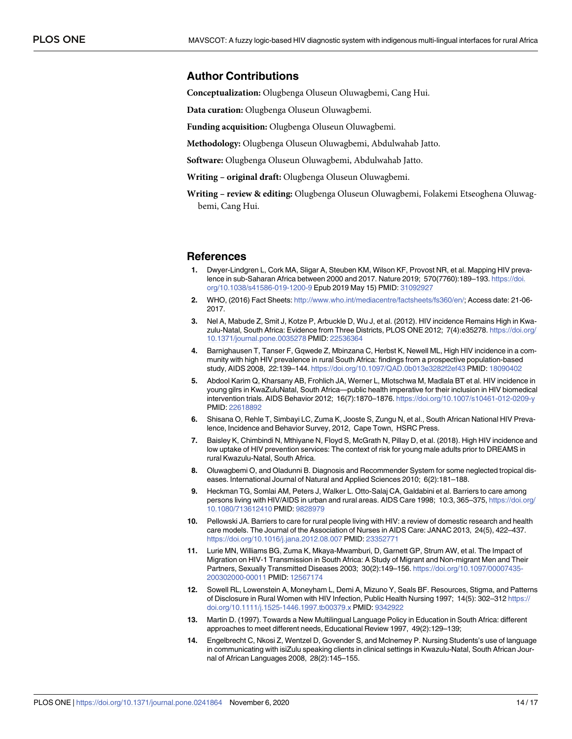## Author Contributions

**Conceptualization:** Olugbenga Oluseun Oluwagbemi, Cang Hui.

**Data curation:** Olugbenga Oluseun Oluwagbemi.

**Funding acquisition:** Olugbenga Oluseun Oluwagbemi.

**Methodology:** Olugbenga Oluseun Oluwagbemi, Abdulwahab Jatto.

**Software:** Olugbenga Oluseun Oluwagbemi, Abdulwahab Jatto.

**Writing – original draft:** Olugbenga Oluseun Oluwagbemi.

**Writing – review & editing:** Olugbenga Oluseun Oluwagbemi, Folakemi Etseoghena Oluwagbemi, Cang Hui.

## References

1. Dwyer-Lindgren L, Cork MA, Sligar A, Steuben KM, Wilson KF, Provost NR, et al. Mapping HIV prevalence in sub-Saharan Africa between 2000 and 2017. Nature 2019; 570(7760):189–193. https://doi.org/10.1038/s41586-019-1200-9 Epub 2019 May 15) PMID: 31092927
2. WHO, (2016) Fact Sheets: http://www.who.int/mediacentre/factsheets/fs360/en/; Access date: 21-06-2017.
3. Nel A, Mabude Z, Smit J, Kotze P, Arbuckle D, Wu J, et al. (2012). HIV incidence Remains High in Kwazulu-Natal, South Africa: Evidence from Three Districts, PLOS ONE 2012; 7(4):e35278. https://doi.org/10.1371/journal.pone.0035278 PMID: 22536364
4. Barnighausen T, Tanser F, Gqwede Z, Mbinzana C, Herbst K, Newell ML, High HIV incidence in a community with high HIV prevalence in rural South Africa: findings from a prospective population-based study, AIDS 2008, 22:139–144. https://doi.org/10.1097/QAD.0b013e3282f2ef43 PMID: 18090402
5. Abdool Karim Q, Kharsany AB, Frohlich JA, Werner L, Mlotschwa M, Madlala BT et al. HIV incidence in young gilrs in KwaZuluNatal, South Africa—public health imperative for their inclusion in HIV biomedical intervention trials. AIDS Behavior 2012; 16(7):1870–1876. https://doi.org/10.1007/s10461-012-0209-y PMID: 22618892
6. Shisana O, Rehle T, Simbayi LC, Zuma K, Jooste S, Zungu N, et al., South African National HIV Prevalence, Incidence and Behavior Survey, 2012, Cape Town, HSRC Press.
7. Baisley K, Chimbindi N, Mthiyane N, Floyd S, McGrath N, Pillay D, et al. (2018). High HIV incidence and low uptake of HIV prevention services: The context of risk for young male adults prior to DREAMS in rural Kwazulu-Natal, South Africa.
8. Oluwagbemi O, and Oladunni B. Diagnosis and Recommender System for some neglected tropical diseases. International Journal of Natural and Applied Sciences 2010; 6(2):181–188.
9. Heckman TG, Somlai AM, Peters J, Walker L. Otto-Salaj CA, Galdabini et al. Barriers to care among persons living with HIV/AIDS in urban and rural areas. AIDS Care 1998; 10:3, 365–375, https://doi.org/10.1080/713612410 PMID: 9828979
10. Pellowski JA. Barriers to care for rural people living with HIV: a review of domestic research and health care models. The Journal of the Association of Nurses in AIDS Care: JANAC 2013, 24(5), 422–437. https://doi.org/10.1016/j.jana.2012.08.007 PMID: 23352771
11. Lurie MN, Williams BG, Zuma K, Mkaya-Mwamburi, D, Garnett GP, Strum AW, et al. The Impact of Migration on HIV-1 Transmission in South Africa: A Study of Migrant and Non-migrant Men and Their Partners, Sexually Transmitted Diseases 2003; 30(2):149–156. https://doi.org/10.1097/00007435-200302000-00011 PMID: 12567174
12. Sowell RL, Lowenstein A, Moneyham L, Demi A, Mizuno Y, Seals BF. Resources, Stigma, and Patterns of Disclosure in Rural Women with HIV Infection, Public Health Nursing 1997; 14(5): 302–312 https://doi.org/10.1111/j.1525-1446.1997.tb00379.x PMID: 9342922
13. Martin D. (1997). Towards a New Multilingual Language Policy in Education in South Africa: different approaches to meet different needs, Educational Review 1997, 49(2):129–139;
14. Engelbrecht C, Nkosi Z, Wentzel D, Govender S, and Mclnemey P. Nursing Students's use of language in communicating with isiZulu speaking clients in clinical settings in Kwazulu-Natal, South African Journal of African Languages 2008, 28(2):145–155.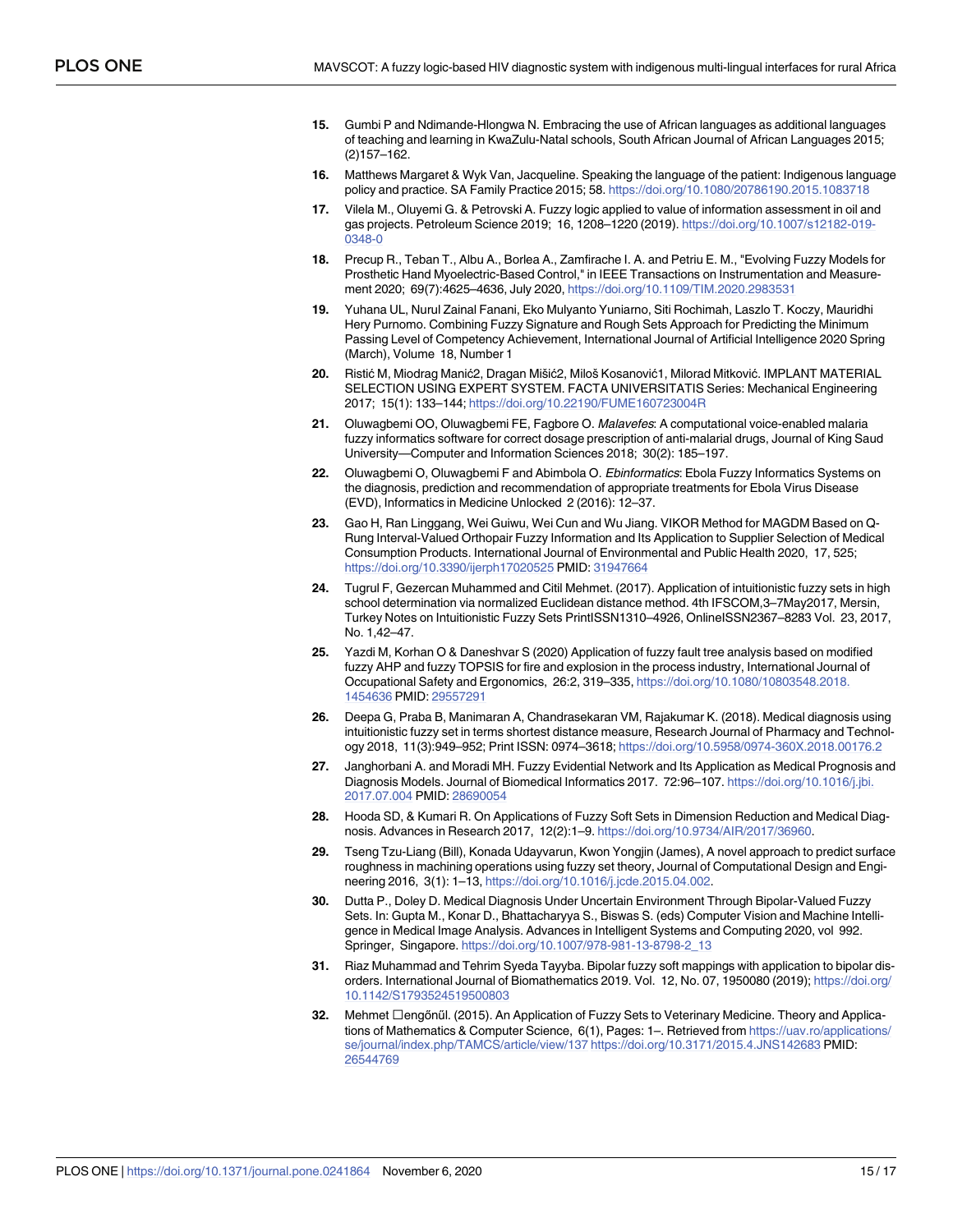15. Gumbi P and Ndimande-Hlongwa N. Embracing the use of African languages as additional languages of teaching and learning in KwaZulu-Natal schools, South African Journal of African Languages 2015; (2)157–162.
16. Matthews Margaret & Wyk Van, Jacqueline. Speaking the language of the patient: Indigenous language policy and practice. SA Family Practice 2015; 58. https://doi.org/10.1080/20786190.2015.1083718
17. Vilela M., Oluyemi G. & Petrovski A. Fuzzy logic applied to value of information assessment in oil and gas projects. Petroleum Science 2019; 16, 1208–1220 (2019). https://doi.org/10.1007/s12182-019-0348-0
18. Precup R., Teban T., Albu A., Borlea A., Zamfirache I. A. and Petriu E. M., "Evolving Fuzzy Models for Prosthetic Hand Myoelectric-Based Control," in IEEE Transactions on Instrumentation and Measurement 2020; 69(7):4625–4636, July 2020, https://doi.org/10.1109/TIM.2020.2983531
19. Yuhana UL, Nurul Zainal Fanani, Eko Mulyanto Yuniarno, Siti Rochimah, Laszlo T. Koczy, Mauridhi Hery Purnomo. Combining Fuzzy Signature and Rough Sets Approach for Predicting the Minimum Passing Level of Competency Achievement, International Journal of Artificial Intelligence 2020 Spring (March), Volume 18, Number 1
20. Ristić M, Miodrag Manić2, Dragan Mišić2, Miloš Kosanović1, Milorad Mitković. IMPLANT MATERIAL SELECTION USING EXPERT SYSTEM. FACTA UNIVERSITATIS Series: Mechanical Engineering 2017; 15(1): 133–144; https://doi.org/10.22190/FUME160723004R
21. Oluwagbemi OO, Oluwagbemi FE, Fagbore O. *Malavefes*: A computational voice-enabled malaria fuzzy informatics software for correct dosage prescription of anti-malarial drugs, Journal of King Saud University—Computer and Information Sciences 2018; 30(2): 185–197.
22. Oluwagbemi O, Oluwagbemi F and Abimbola O. *Ebinformatics*: Ebola Fuzzy Informatics Systems on the diagnosis, prediction and recommendation of appropriate treatments for Ebola Virus Disease (EVD), Informatics in Medicine Unlocked 2 (2016): 12–37.
23. Gao H, Ran Linggang, Wei Guiwu, Wei Cun and Wu Jiang. VIKOR Method for MAGDM Based on Q-Rung Interval-Valued Orthopair Fuzzy Information and Its Application to Supplier Selection of Medical Consumption Products. International Journal of Environmental and Public Health 2020, 17, 525; https://doi.org/10.3390/ijerph17020525 PMID: 31947664
24. Tugrul F, Gezercan Muhammed and Citil Mehmet. (2017). Application of intuitionistic fuzzy sets in high school determination via normalized Euclidean distance method. 4th IFSCOM,3–7May2017, Mersin, Turkey Notes on Intuitionistic Fuzzy Sets PrintISSN1310–4926, OnlineISSN2367–8283 Vol. 23, 2017, No. 1,42–47.
25. Yazdi M, Korhan O & Daneshvar S (2020) Application of fuzzy fault tree analysis based on modified fuzzy AHP and fuzzy TOPSIS for fire and explosion in the process industry, International Journal of Occupational Safety and Ergonomics, 26:2, 319–335, https://doi.org/10.1080/10803548.2018.1454636 PMID: 29557291
26. Deepa G, Praba B, Manimaran A, Chandrasekaran VM, Rajakumar K. (2018). Medical diagnosis using intuitionistic fuzzy set in terms shortest distance measure, Research Journal of Pharmacy and Technology 2018, 11(3):949–952; Print ISSN: 0974–3618; https://doi.org/10.5958/0974-360X.2018.00176.2
27. Janghorbani A. and Moradi MH. Fuzzy Evidential Network and Its Application as Medical Prognosis and Diagnosis Models. Journal of Biomedical Informatics 2017. 72:96–107. https://doi.org/10.1016/j.jbi.2017.07.004 PMID: 28690054
28. Hooda SD, & Kumari R. On Applications of Fuzzy Soft Sets in Dimension Reduction and Medical Diagnosis. Advances in Research 2017, 12(2):1–9. https://doi.org/10.9734/AIR/2017/36960.
29. Tseng Tzu-Liang (Bill), Konada Udayvarun, Kwon Yongjin (James), A novel approach to predict surface roughness in machining operations using fuzzy set theory, Journal of Computational Design and Engineering 2016, 3(1): 1–13, https://doi.org/10.1016/j.jcde.2015.04.002.
30. Dutta P., Doley D. Medical Diagnosis Under Uncertain Environment Through Bipolar-Valued Fuzzy Sets. In: Gupta M., Konar D., Bhattacharyya S., Biswas S. (eds) Computer Vision and Machine Intelligence in Medical Image Analysis. Advances in Intelligent Systems and Computing 2020, vol 992. Springer, Singapore. https://doi.org/10.1007/978-981-13-8798-2_13
31. Riaz Muhammad and Tehrim Syeda Tayyba. Bipolar fuzzy soft mappings with application to bipolar disorders. International Journal of Biomathematics 2019. Vol. 12, No. 07, 1950080 (2019); https://doi.org/10.1142/S1793524519500803
32. Mehmet □engőnűl. (2015). An Application of Fuzzy Sets to Veterinary Medicine. Theory and Applications of Mathematics & Computer Science, 6(1), Pages: 1–. Retrieved from https://uav.ro/applications/se/journal/index.php/TAMCS/article/view/137 https://doi.org/10.3171/2015.4.JNS142683 PMID: 26544769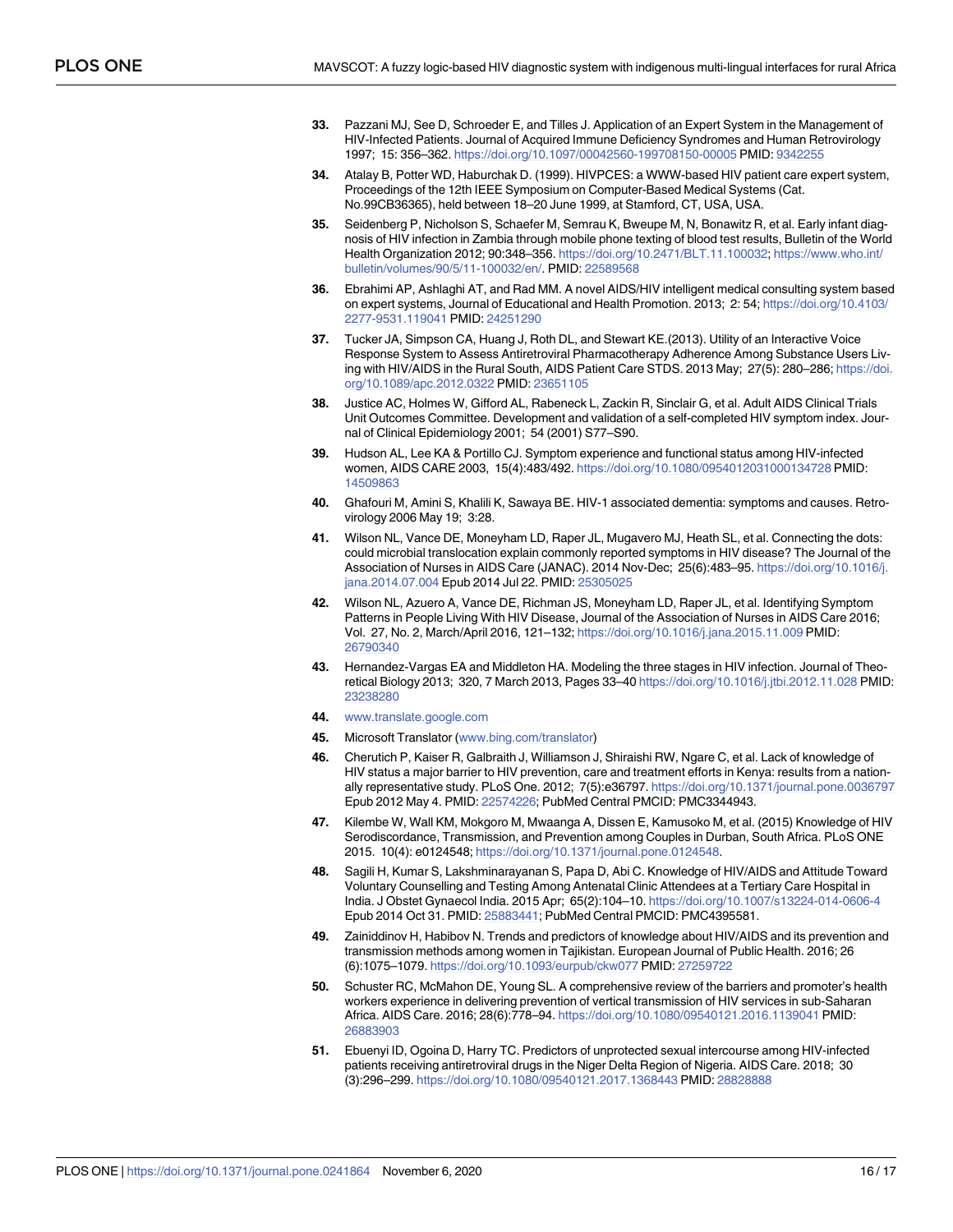33. Pazzani MJ, See D, Schroeder E, and Tilles J. Application of an Expert System in the Management of HIV-Infected Patients. Journal of Acquired Immune Deficiency Syndromes and Human Retrovirology 1997; 15: 356–362. https://doi.org/10.1097/00042560-199708150-00005 PMID: 9342255

34. Atalay B, Potter WD, Haburchak D. (1999). HIVPCES: a WWW-based HIV patient care expert system, Proceedings of the 12th IEEE Symposium on Computer-Based Medical Systems (Cat. No.99CB36365), held between 18–20 June 1999, at Stamford, CT, USA, USA.

35. Seidenberg P, Nicholson S, Schaefer M, Semrau K, Bweupe M, N, Bonawitz R, et al. Early infant diagnosis of HIV infection in Zambia through mobile phone texting of blood test results, Bulletin of the World Health Organization 2012; 90:348–356. https://doi.org/10.2471/BLT.11.100032; https://www.who.int/bulletin/volumes/90/5/11-100032/en/. PMID: 22589568

36. Ebrahimi AP, Ashlaghi AT, and Rad MM. A novel AIDS/HIV intelligent medical consulting system based on expert systems, Journal of Educational and Health Promotion. 2013; 2: 54; https://doi.org/10.4103/2277-9531.119041 PMID: 24251290

37. Tucker JA, Simpson CA, Huang J, Roth DL, and Stewart KE.(2013). Utility of an Interactive Voice Response System to Assess Antiretroviral Pharmacotherapy Adherence Among Substance Users Living with HIV/AIDS in the Rural South, AIDS Patient Care STDS. 2013 May; 27(5): 280–286; https://doi.org/10.1089/apc.2012.0322 PMID: 23651105

38. Justice AC, Holmes W, Gifford AL, Rabeneck L, Zackin R, Sinclair G, et al. Adult AIDS Clinical Trials Unit Outcomes Committee. Development and validation of a self-completed HIV symptom index. Journal of Clinical Epidemiology 2001; 54 (2001) S77–S90.

39. Hudson AL, Lee KA & Portillo CJ. Symptom experience and functional status among HIV-infected women, AIDS CARE 2003, 15(4):483/492. https://doi.org/10.1080/0954012031000134728 PMID: 14509863

40. Ghafouri M, Amini S, Khalili K, Sawaya BE. HIV-1 associated dementia: symptoms and causes. Retrovirology 2006 May 19; 3:28.

41. Wilson NL, Vance DE, Moneyham LD, Raper JL, Mugavero MJ, Heath SL, et al. Connecting the dots: could microbial translocation explain commonly reported symptoms in HIV disease? The Journal of the Association of Nurses in AIDS Care (JANAC). 2014 Nov-Dec; 25(6):483–95. https://doi.org/10.1016/j.jana.2014.07.004 Epub 2014 Jul 22. PMID: 25305025

42. Wilson NL, Azuero A, Vance DE, Richman JS, Moneyham LD, Raper JL, et al. Identifying Symptom Patterns in People Living With HIV Disease, Journal of the Association of Nurses in AIDS Care 2016; Vol. 27, No. 2, March/April 2016, 121–132; https://doi.org/10.1016/j.jana.2015.11.009 PMID: 26790340

43. Hernandez-Vargas EA and Middleton HA. Modeling the three stages in HIV infection. Journal of Theoretical Biology 2013; 320, 7 March 2013, Pages 33–40 https://doi.org/10.1016/j.jtbi.2012.11.028 PMID: 23238280

44. www.translate.google.com

45. Microsoft Translator (www.bing.com/translator)

46. Cherutich P, Kaiser R, Galbraith J, Williamson J, Shiraishi RW, Ngare C, et al. Lack of knowledge of HIV status a major barrier to HIV prevention, care and treatment efforts in Kenya: results from a nationally representative study. PLoS One. 2012; 7(5):e36797. https://doi.org/10.1371/journal.pone.0036797 Epub 2012 May 4. PMID: 22574226; PubMed Central PMCID: PMC3344943.

47. Kilembe W, Wall KM, Mokgoro M, Mwaanga A, Dissen E, Kamusoko M, et al. (2015) Knowledge of HIV Serodiscordance, Transmission, and Prevention among Couples in Durban, South Africa. PLoS ONE 2015. 10(4): e0124548; https://doi.org/10.1371/journal.pone.0124548.

48. Sagili H, Kumar S, Lakshminarayanan S, Papa D, Abi C. Knowledge of HIV/AIDS and Attitude Toward Voluntary Counselling and Testing Among Antenatal Clinic Attendees at a Tertiary Care Hospital in India. J Obstet Gynaecol India. 2015 Apr; 65(2):104–10. https://doi.org/10.1007/s13224-014-0606-4 Epub 2014 Oct 31. PMID: 25883441; PubMed Central PMCID: PMC4395581.

49. Zainiddinov H, Habibov N. Trends and predictors of knowledge about HIV/AIDS and its prevention and transmission methods among women in Tajikistan. European Journal of Public Health. 2016; 26 (6):1075–1079. https://doi.org/10.1093/eurpub/ckw077 PMID: 27259722

50. Schuster RC, McMahon DE, Young SL. A comprehensive review of the barriers and promoter's health workers experience in delivering prevention of vertical transmission of HIV services in sub-Saharan Africa. AIDS Care. 2016; 28(6):778–94. https://doi.org/10.1080/09540121.2016.1139041 PMID: 26883903

51. Ebuenyi ID, Ogoina D, Harry TC. Predictors of unprotected sexual intercourse among HIV-infected patients receiving antiretroviral drugs in the Niger Delta Region of Nigeria. AIDS Care. 2018; 30 (3):296–299. https://doi.org/10.1080/09540121.2017.1368443 PMID: 28828888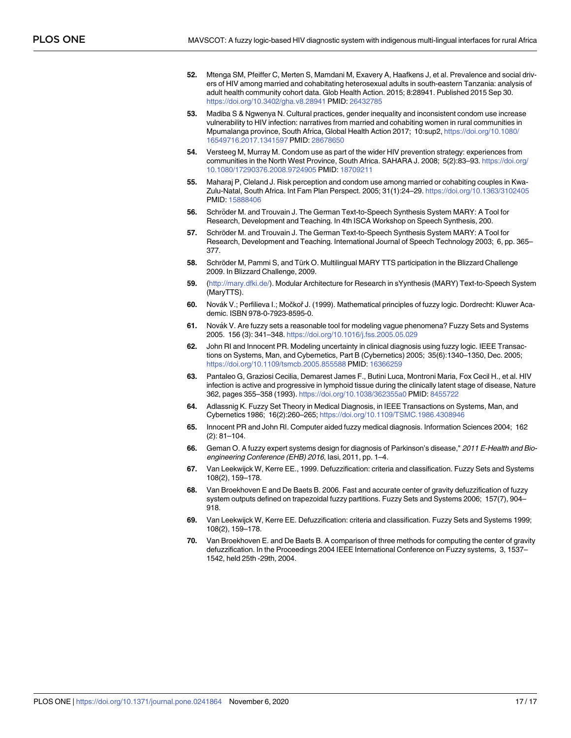52. Mtenga SM, Pfeiffer C, Merten S, Mamdani M, Exavery A, Haafkens J, et al. Prevalence and social drivers of HIV among married and cohabitating heterosexual adults in south-eastern Tanzania: analysis of adult health community cohort data. Glob Health Action. 2015; 8:28941. Published 2015 Sep 30. https://doi.org/10.3402/gha.v8.28941 PMID: 26432785

53. Madiba S & Ngwenya N. Cultural practices, gender inequality and inconsistent condom use increase vulnerability to HIV infection: narratives from married and cohabiting women in rural communities in Mpumalanga province, South Africa, Global Health Action 2017; 10:sup2, https://doi.org/10.1080/16549716.2017.1341597 PMID: 28678650

54. Versteeg M, Murray M. Condom use as part of the wider HIV prevention strategy: experiences from communities in the North West Province, South Africa. SAHARA J. 2008; 5(2):83–93. https://doi.org/10.1080/17290376.2008.9724905 PMID: 18709211

55. Maharaj P, Cleland J. Risk perception and condom use among married or cohabiting couples in Kwa-Zulu-Natal, South Africa. Int Fam Plan Perspect. 2005; 31(1):24–29. https://doi.org/10.1363/3102405 PMID: 15888406

56. Schröder M. and Trouvain J. The German Text-to-Speech Synthesis System MARY: A Tool for Research, Development and Teaching. In 4th ISCA Workshop on Speech Synthesis, 200.

57. Schröder M. and Trouvain J. The German Text-to-Speech Synthesis System MARY: A Tool for Research, Development and Teaching. International Journal of Speech Technology 2003; 6, pp. 365–377.

58. Schröder M, Pammi S, and Türk O. Multilingual MARY TTS participation in the Blizzard Challenge 2009. In Blizzard Challenge, 2009.

59. (http://mary.dfki.de/). Modular Architecture for Research in sYnthesis (MARY) Text-to-Speech System (MaryTTS).

60. Novák V.; Perfilieva I.; Močkoř J. (1999). Mathematical principles of fuzzy logic. Dordrecht: Kluwer Academic. ISBN 978-0-7923-8595-0.

61. Novák V. Are fuzzy sets a reasonable tool for modeling vague phenomena? Fuzzy Sets and Systems 2005. 156 (3): 341–348. https://doi.org/10.1016/j.fss.2005.05.029

62. John RI and Innocent PR. Modeling uncertainty in clinical diagnosis using fuzzy logic. IEEE Transactions on Systems, Man, and Cybernetics, Part B (Cybernetics) 2005; 35(6):1340–1350, Dec. 2005; https://doi.org/10.1109/tsmcb.2005.855588 PMID: 16366259

63. Pantaleo G, Graziosi Cecilia, Demarest James F., Butini Luca, Montroni Maria, Fox Cecil H., et al. HIV infection is active and progressive in lymphoid tissue during the clinically latent stage of disease, Nature 362, pages 355–358 (1993). https://doi.org/10.1038/362355a0 PMID: 8455722

64. Adlassnig K. Fuzzy Set Theory in Medical Diagnosis, in IEEE Transactions on Systems, Man, and Cybernetics 1986; 16(2):260–265; https://doi.org/10.1109/TSMC.1986.4308946

65. Innocent PR and John RI. Computer aided fuzzy medical diagnosis. Information Sciences 2004; 162 (2): 81–104.

66. Geman O. A fuzzy expert systems design for diagnosis of Parkinson's disease," *2011 E-Health and Bioengineering Conference (EHB) 2016*, Iasi, 2011, pp. 1–4.

67. Van Leekwijck W, Kerre EE., 1999. Defuzzification: criteria and classification. Fuzzy Sets and Systems 108(2), 159–178.

68. Van Broekhoven E and De Baets B. 2006. Fast and accurate center of gravity defuzzification of fuzzy system outputs defined on trapezoidal fuzzy partitions. Fuzzy Sets and Systems 2006; 157(7), 904–918.

69. Van Leekwijck W, Kerre EE. Defuzzification: criteria and classification. Fuzzy Sets and Systems 1999; 108(2), 159–178.

70. Van Broekhoven E. and De Baets B. A comparison of three methods for computing the center of gravity defuzzification. In the Proceedings 2004 IEEE International Conference on Fuzzy systems, 3, 1537–1542, held 25th -29th, 2004.